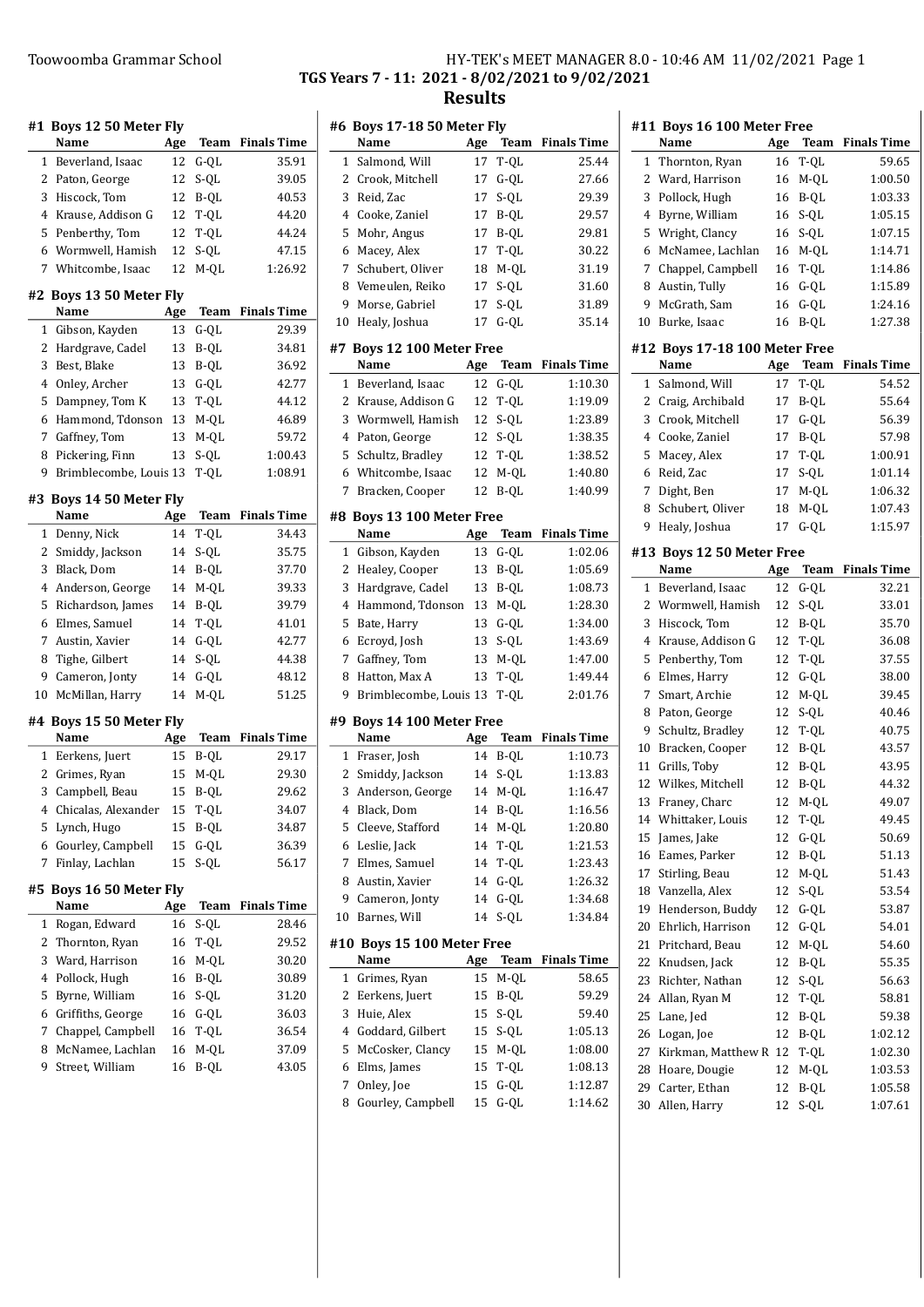# TGS Years 7 - 11: 2021 - 8/02/2021 to 9/02/2021

## Results

### #1 Boys 12 50 Meter Fly

| | Name | Age | Team | Finals Time |
|---|---|---|---|---|
| 1 | Beverland, Isaac | 12 | G-QL | 35.91 |
| 2 | Paton, George | 12 | S-QL | 39.05 |
| 3 | Hiscock, Tom | 12 | B-QL | 40.53 |
| 4 | Krause, Addison G | 12 | T-QL | 44.20 |
| 5 | Penberthy, Tom | 12 | T-QL | 44.24 |
| 6 | Wormwell, Hamish | 12 | S-QL | 47.15 |
| 7 | Whitcombe, Isaac | 12 | M-QL | 1:26.92 |

### #2 Boys 13 50 Meter Fly

| | Name | Age | Team | Finals Time |
|---|---|---|---|---|
| 1 | Gibson, Kayden | 13 | G-QL | 29.39 |
| 2 | Hardgrave, Cadel | 13 | B-QL | 34.81 |
| 3 | Best, Blake | 13 | B-QL | 36.92 |
| 4 | Onley, Archer | 13 | G-QL | 42.77 |
| 5 | Dampney, Tom K | 13 | T-QL | 44.12 |
| 6 | Hammond, Tdonson | 13 | M-QL | 46.89 |
| 7 | Gaffney, Tom | 13 | M-QL | 59.72 |
| 8 | Pickering, Finn | 13 | S-QL | 1:00.43 |
| 9 | Brimblecombe, Louis | 13 | T-QL | 1:08.91 |

### #3 Boys 14 50 Meter Fly

| | Name | Age | Team | Finals Time |
|---|---|---|---|---|
| 1 | Denny, Nick | 14 | T-QL | 34.43 |
| 2 | Smiddy, Jackson | 14 | S-QL | 35.75 |
| 3 | Black, Dom | 14 | B-QL | 37.70 |
| 4 | Anderson, George | 14 | M-QL | 39.33 |
| 5 | Richardson, James | 14 | B-QL | 39.79 |
| 6 | Elmes, Samuel | 14 | T-QL | 41.01 |
| 7 | Austin, Xavier | 14 | G-QL | 42.77 |
| 8 | Tighe, Gilbert | 14 | S-QL | 44.38 |
| 9 | Cameron, Jonty | 14 | G-QL | 48.12 |
| 10 | McMillan, Harry | 14 | M-QL | 51.25 |

### #4 Boys 15 50 Meter Fly

| | Name | Age | Team | Finals Time |
|---|---|---|---|---|
| 1 | Eerkens, Juert | 15 | B-QL | 29.17 |
| 2 | Grimes, Ryan | 15 | M-QL | 29.30 |
| 3 | Campbell, Beau | 15 | B-QL | 29.62 |
| 4 | Chicalas, Alexander | 15 | T-QL | 34.07 |
| 5 | Lynch, Hugo | 15 | B-QL | 34.87 |
| 6 | Gourley, Campbell | 15 | G-QL | 36.39 |
| 7 | Finlay, Lachlan | 15 | S-QL | 56.17 |

### #5 Boys 16 50 Meter Fly

| | Name | Age | Team | Finals Time |
|---|---|---|---|---|
| 1 | Rogan, Edward | 16 | S-QL | 28.46 |
| 2 | Thornton, Ryan | 16 | T-QL | 29.52 |
| 3 | Ward, Harrison | 16 | M-QL | 30.20 |
| 4 | Pollock, Hugh | 16 | B-QL | 30.89 |
| 5 | Byrne, William | 16 | S-QL | 31.20 |
| 6 | Griffiths, George | 16 | G-QL | 36.03 |
| 7 | Chappel, Campbell | 16 | T-QL | 36.54 |
| 8 | McNamee, Lachlan | 16 | M-QL | 37.09 |
| 9 | Street, William | 16 | B-QL | 43.05 |

### #6 Boys 17-18 50 Meter Fly

| | Name | Age | Team | Finals Time |
|---|---|---|---|---|
| 1 | Salmond, Will | 17 | T-QL | 25.44 |
| 2 | Crook, Mitchell | 17 | G-QL | 27.66 |
| 3 | Reid, Zac | 17 | S-QL | 29.39 |
| 4 | Cooke, Zaniel | 17 | B-QL | 29.57 |
| 5 | Mohr, Angus | 17 | B-QL | 29.81 |
| 6 | Macey, Alex | 17 | T-QL | 30.22 |
| 7 | Schubert, Oliver | 18 | M-QL | 31.19 |
| 8 | Vemeulen, Reiko | 17 | S-QL | 31.60 |
| 9 | Morse, Gabriel | 17 | S-QL | 31.89 |
| 10 | Healy, Joshua | 17 | G-QL | 35.14 |

### #7 Boys 12 100 Meter Free

| | Name | Age | Team | Finals Time |
|---|---|---|---|---|
| 1 | Beverland, Isaac | 12 | G-QL | 1:10.30 |
| 2 | Krause, Addison G | 12 | T-QL | 1:19.09 |
| 3 | Wormwell, Hamish | 12 | S-QL | 1:23.89 |
| 4 | Paton, George | 12 | S-QL | 1:38.35 |
| 5 | Schultz, Bradley | 12 | T-QL | 1:38.52 |
| 6 | Whitcombe, Isaac | 12 | M-QL | 1:40.80 |
| 7 | Bracken, Cooper | 12 | B-QL | 1:40.99 |

### #8 Boys 13 100 Meter Free

| | Name | Age | Team | Finals Time |
|---|---|---|---|---|
| 1 | Gibson, Kayden | 13 | G-QL | 1:02.06 |
| 2 | Healey, Cooper | 13 | B-QL | 1:05.69 |
| 3 | Hardgrave, Cadel | 13 | B-QL | 1:08.73 |
| 4 | Hammond, Tdonson | 13 | M-QL | 1:28.30 |
| 5 | Bate, Harry | 13 | G-QL | 1:34.00 |
| 6 | Ecroyd, Josh | 13 | S-QL | 1:43.69 |
| 7 | Gaffney, Tom | 13 | M-QL | 1:47.00 |
| 8 | Hatton, Max A | 13 | T-QL | 1:49.44 |
| 9 | Brimblecombe, Louis | 13 | T-QL | 2:01.76 |

### #9 Boys 14 100 Meter Free

| | Name | Age | Team | Finals Time |
|---|---|---|---|---|
| 1 | Fraser, Josh | 14 | B-QL | 1:10.73 |
| 2 | Smiddy, Jackson | 14 | S-QL | 1:13.83 |
| 3 | Anderson, George | 14 | M-QL | 1:16.47 |
| 4 | Black, Dom | 14 | B-QL | 1:16.56 |
| 5 | Cleeve, Stafford | 14 | M-QL | 1:20.80 |
| 6 | Leslie, Jack | 14 | T-QL | 1:21.53 |
| 7 | Elmes, Samuel | 14 | T-QL | 1:23.43 |
| 8 | Austin, Xavier | 14 | G-QL | 1:26.32 |
| 9 | Cameron, Jonty | 14 | G-QL | 1:34.68 |
| 10 | Barnes, Will | 14 | S-QL | 1:34.84 |

### #10 Boys 15 100 Meter Free

| | Name | Age | Team | Finals Time |
|---|---|---|---|---|
| 1 | Grimes, Ryan | 15 | M-QL | 58.65 |
| 2 | Eerkens, Juert | 15 | B-QL | 59.29 |
| 3 | Huie, Alex | 15 | S-QL | 59.40 |
| 4 | Goddard, Gilbert | 15 | S-QL | 1:05.13 |
| 5 | McCosker, Clancy | 15 | M-QL | 1:08.00 |
| 6 | Elms, James | 15 | T-QL | 1:08.13 |
| 7 | Onley, Joe | 15 | G-QL | 1:12.87 |
| 8 | Gourley, Campbell | 15 | G-QL | 1:14.62 |

### #11 Boys 16 100 Meter Free

| | Name | Age | Team | Finals Time |
|---|---|---|---|---|
| 1 | Thornton, Ryan | 16 | T-QL | 59.65 |
| 2 | Ward, Harrison | 16 | M-QL | 1:00.50 |
| 3 | Pollock, Hugh | 16 | B-QL | 1:03.33 |
| 4 | Byrne, William | 16 | S-QL | 1:05.15 |
| 5 | Wright, Clancy | 16 | S-QL | 1:07.15 |
| 6 | McNamee, Lachlan | 16 | M-QL | 1:14.71 |
| 7 | Chappel, Campbell | 16 | T-QL | 1:14.86 |
| 8 | Austin, Tully | 16 | G-QL | 1:15.89 |
| 9 | McGrath, Sam | 16 | G-QL | 1:24.16 |
| 10 | Burke, Isaac | 16 | B-QL | 1:27.38 |

### #12 Boys 17-18 100 Meter Free

| | Name | Age | Team | Finals Time |
|---|---|---|---|---|
| 1 | Salmond, Will | 17 | T-QL | 54.52 |
| 2 | Craig, Archibald | 17 | B-QL | 55.64 |
| 3 | Crook, Mitchell | 17 | G-QL | 56.39 |
| 4 | Cooke, Zaniel | 17 | B-QL | 57.98 |
| 5 | Macey, Alex | 17 | T-QL | 1:00.91 |
| 6 | Reid, Zac | 17 | S-QL | 1:01.14 |
| 7 | Dight, Ben | 17 | M-QL | 1:06.32 |
| 8 | Schubert, Oliver | 18 | M-QL | 1:07.43 |
| 9 | Healy, Joshua | 17 | G-QL | 1:15.97 |

### #13 Boys 12 50 Meter Free

| | Name | Age | Team | Finals Time |
|---|---|---|---|---|
| 1 | Beverland, Isaac | 12 | G-QL | 32.21 |
| 2 | Wormwell, Hamish | 12 | S-QL | 33.01 |
| 3 | Hiscock, Tom | 12 | B-QL | 35.70 |
| 4 | Krause, Addison G | 12 | T-QL | 36.08 |
| 5 | Penberthy, Tom | 12 | T-QL | 37.55 |
| 6 | Elmes, Harry | 12 | G-QL | 38.00 |
| 7 | Smart, Archie | 12 | M-QL | 39.45 |
| 8 | Paton, George | 12 | S-QL | 40.46 |
| 9 | Schultz, Bradley | 12 | T-QL | 40.75 |
| 10 | Bracken, Cooper | 12 | B-QL | 43.57 |
| 11 | Grills, Toby | 12 | B-QL | 43.95 |
| 12 | Wilkes, Mitchell | 12 | B-QL | 44.32 |
| 13 | Franey, Charc | 12 | M-QL | 49.07 |
| 14 | Whittaker, Louis | 12 | T-QL | 49.45 |
| 15 | James, Jake | 12 | G-QL | 50.69 |
| 16 | Eames, Parker | 12 | B-QL | 51.13 |
| 17 | Stirling, Beau | 12 | M-QL | 51.43 |
| 18 | Vanzella, Alex | 12 | S-QL | 53.54 |
| 19 | Henderson, Buddy | 12 | G-QL | 53.87 |
| 20 | Ehrlich, Harrison | 12 | G-QL | 54.01 |
| 21 | Pritchard, Beau | 12 | M-QL | 54.60 |
| 22 | Knudsen, Jack | 12 | B-QL | 55.35 |
| 23 | Richter, Nathan | 12 | S-QL | 56.63 |
| 24 | Allan, Ryan M | 12 | T-QL | 58.81 |
| 25 | Lane, Jed | 12 | B-QL | 59.38 |
| 26 | Logan, Joe | 12 | B-QL | 1:02.12 |
| 27 | Kirkman, Matthew R | 12 | T-QL | 1:02.30 |
| 28 | Hoare, Dougie | 12 | M-QL | 1:03.53 |
| 29 | Carter, Ethan | 12 | B-QL | 1:05.58 |
| 30 | Allen, Harry | 12 | S-QL | 1:07.61 |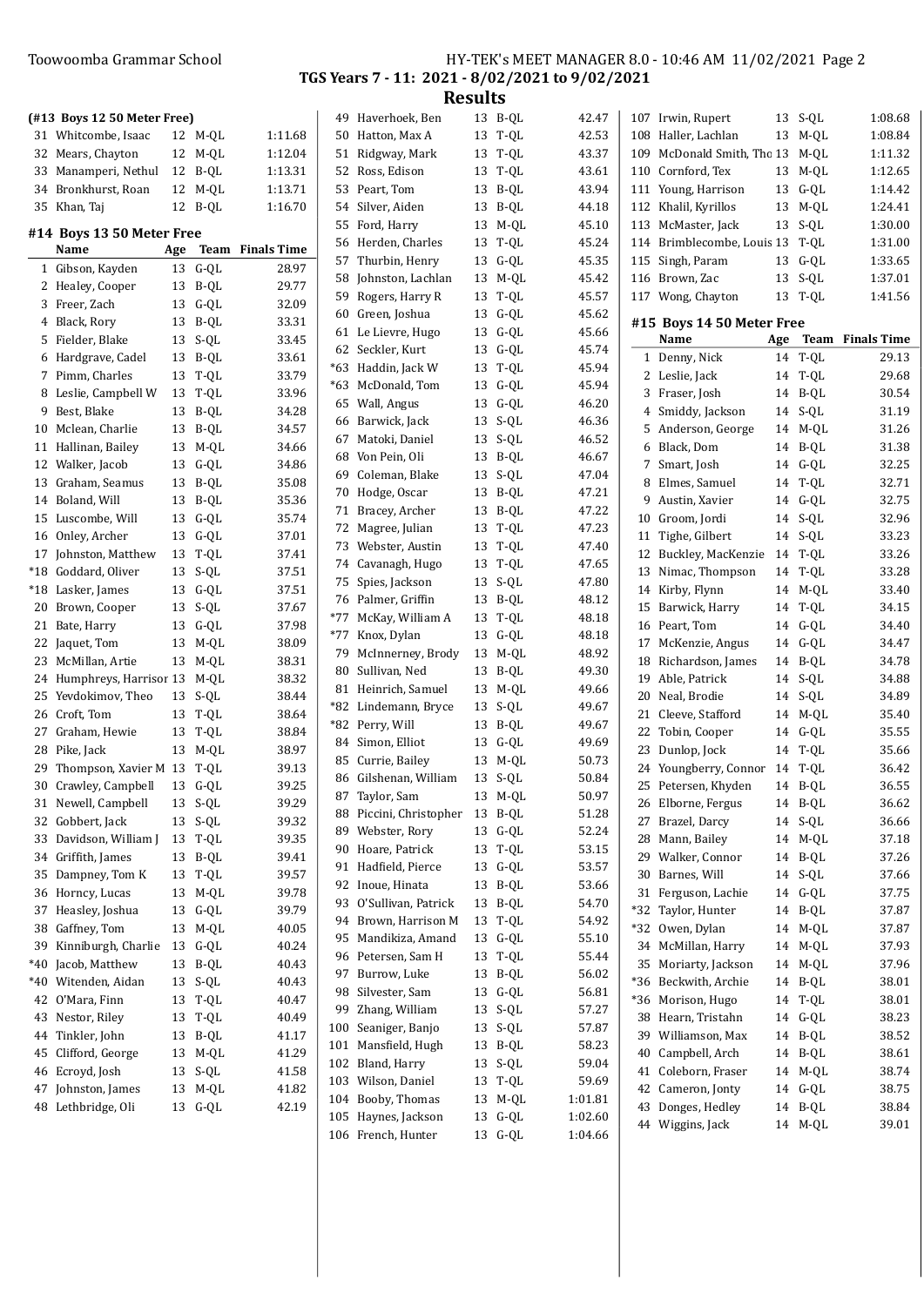**TGS Years 7 - 11: 2021 - 8/02/2021 to 9/02/2021**

**Results**

### (#13 Boys 12 50 Meter Free)

| | Name | Age | Team | Finals Time |
|---|---|---|---|---|
| 31 | Whitcombe, Isaac | 12 | M-QL | 1:11.68 |
| 32 | Mears, Chayton | 12 | M-QL | 1:12.04 |
| 33 | Manamperi, Nethul | 12 | B-QL | 1:13.31 |
| 34 | Bronkhurst, Roan | 12 | M-QL | 1:13.71 |
| 35 | Khan, Taj | 12 | B-QL | 1:16.70 |

### #14 Boys 13 50 Meter Free

| | Name | Age | Team | Finals Time |
|---|---|---|---|---|
| 1 | Gibson, Kayden | 13 | G-QL | 28.97 |
| 2 | Healey, Cooper | 13 | B-QL | 29.77 |
| 3 | Freer, Zach | 13 | G-QL | 32.09 |
| 4 | Black, Rory | 13 | B-QL | 33.31 |
| 5 | Fielder, Blake | 13 | S-QL | 33.45 |
| 6 | Hardgrave, Cadel | 13 | B-QL | 33.61 |
| 7 | Pimm, Charles | 13 | T-QL | 33.79 |
| 8 | Leslie, Campbell W | 13 | T-QL | 33.96 |
| 9 | Best, Blake | 13 | B-QL | 34.28 |
| 10 | Mclean, Charlie | 13 | B-QL | 34.57 |
| 11 | Hallinan, Bailey | 13 | M-QL | 34.66 |
| 12 | Walker, Jacob | 13 | G-QL | 34.86 |
| 13 | Graham, Seamus | 13 | B-QL | 35.08 |
| 14 | Boland, Will | 13 | B-QL | 35.36 |
| 15 | Luscombe, Will | 13 | G-QL | 35.74 |
| 16 | Onley, Archer | 13 | G-QL | 37.01 |
| 17 | Johnston, Matthew | 13 | T-QL | 37.41 |
| *18 | Goddard, Oliver | 13 | S-QL | 37.51 |
| *18 | Lasker, James | 13 | G-QL | 37.51 |
| 20 | Brown, Cooper | 13 | S-QL | 37.67 |
| 21 | Bate, Harry | 13 | G-QL | 37.98 |
| 22 | Jaquet, Tom | 13 | M-QL | 38.09 |
| 23 | McMillan, Artie | 13 | M-QL | 38.31 |
| 24 | Humphreys, Harrisor | 13 | M-QL | 38.32 |
| 25 | Yevdokimov, Theo | 13 | S-QL | 38.44 |
| 26 | Croft, Tom | 13 | T-QL | 38.64 |
| 27 | Graham, Hewie | 13 | T-QL | 38.84 |
| 28 | Pike, Jack | 13 | M-QL | 38.97 |
| 29 | Thompson, Xavier M | 13 | T-QL | 39.13 |
| 30 | Crawley, Campbell | 13 | G-QL | 39.25 |
| 31 | Newell, Campbell | 13 | S-QL | 39.29 |
| 32 | Gobbert, Jack | 13 | S-QL | 39.32 |
| 33 | Davidson, William J | 13 | T-QL | 39.35 |
| 34 | Griffith, James | 13 | B-QL | 39.41 |
| 35 | Dampney, Tom K | 13 | T-QL | 39.57 |
| 36 | Horncy, Lucas | 13 | M-QL | 39.78 |
| 37 | Heasley, Joshua | 13 | G-QL | 39.79 |
| 38 | Gaffney, Tom | 13 | M-QL | 40.05 |
| 39 | Kinniburgh, Charlie | 13 | G-QL | 40.24 |
| *40 | Jacob, Matthew | 13 | B-QL | 40.43 |
| *40 | Witenden, Aidan | 13 | S-QL | 40.43 |
| 42 | O'Mara, Finn | 13 | T-QL | 40.47 |
| 43 | Nestor, Riley | 13 | T-QL | 40.49 |
| 44 | Tinkler, John | 13 | B-QL | 41.17 |
| 45 | Clifford, George | 13 | M-QL | 41.29 |
| 46 | Ecroyd, Josh | 13 | S-QL | 41.58 |
| 47 | Johnston, James | 13 | M-QL | 41.82 |
| 48 | Lethbridge, Oli | 13 | G-QL | 42.19 |
| 49 | Haverhoek, Ben | 13 | B-QL | 42.47 |
| 50 | Hatton, Max A | 13 | T-QL | 42.53 |
| 51 | Ridgway, Mark | 13 | T-QL | 43.37 |
| 52 | Ross, Edison | 13 | T-QL | 43.61 |
| 53 | Peart, Tom | 13 | B-QL | 43.94 |
| 54 | Silver, Aiden | 13 | B-QL | 44.18 |
| 55 | Ford, Harry | 13 | M-QL | 45.10 |
| 56 | Herden, Charles | 13 | T-QL | 45.24 |
| 57 | Thurbin, Henry | 13 | G-QL | 45.35 |
| 58 | Johnston, Lachlan | 13 | M-QL | 45.42 |
| 59 | Rogers, Harry R | 13 | T-QL | 45.57 |
| 60 | Green, Joshua | 13 | G-QL | 45.62 |
| 61 | Le Lievre, Hugo | 13 | G-QL | 45.66 |
| 62 | Seckler, Kurt | 13 | G-QL | 45.74 |
| *63 | Haddin, Jack W | 13 | T-QL | 45.94 |
| *63 | McDonald, Tom | 13 | G-QL | 45.94 |
| 65 | Wall, Angus | 13 | G-QL | 46.20 |
| 66 | Barwick, Jack | 13 | S-QL | 46.36 |
| 67 | Matoki, Daniel | 13 | S-QL | 46.52 |
| 68 | Von Pein, Oli | 13 | B-QL | 46.67 |
| 69 | Coleman, Blake | 13 | S-QL | 47.04 |
| 70 | Hodge, Oscar | 13 | B-QL | 47.21 |
| 71 | Bracey, Archer | 13 | B-QL | 47.22 |
| 72 | Magree, Julian | 13 | T-QL | 47.23 |
| 73 | Webster, Austin | 13 | T-QL | 47.40 |
| 74 | Cavanagh, Hugo | 13 | T-QL | 47.65 |
| 75 | Spies, Jackson | 13 | S-QL | 47.80 |
| 76 | Palmer, Griffin | 13 | B-QL | 48.12 |
| *77 | McKay, William A | 13 | T-QL | 48.18 |
| *77 | Knox, Dylan | 13 | G-QL | 48.18 |
| 79 | McInnerney, Brody | 13 | M-QL | 48.92 |
| 80 | Sullivan, Ned | 13 | B-QL | 49.30 |
| 81 | Heinrich, Samuel | 13 | M-QL | 49.66 |
| *82 | Lindemann, Bryce | 13 | S-QL | 49.67 |
| *82 | Perry, Will | 13 | B-QL | 49.67 |
| 84 | Simon, Elliot | 13 | G-QL | 49.69 |
| 85 | Currie, Bailey | 13 | M-QL | 50.73 |
| 86 | Gilshenan, William | 13 | S-QL | 50.84 |
| 87 | Taylor, Sam | 13 | M-QL | 50.97 |
| 88 | Piccini, Christopher | 13 | B-QL | 51.28 |
| 89 | Webster, Rory | 13 | G-QL | 52.24 |
| 90 | Hoare, Patrick | 13 | T-QL | 53.15 |
| 91 | Hadfield, Pierce | 13 | G-QL | 53.57 |
| 92 | Inoue, Hinata | 13 | B-QL | 53.66 |
| 93 | O'Sullivan, Patrick | 13 | B-QL | 54.70 |
| 94 | Brown, Harrison M | 13 | T-QL | 54.92 |
| 95 | Mandikiza, Amand | 13 | G-QL | 55.10 |
| 96 | Petersen, Sam H | 13 | T-QL | 55.44 |
| 97 | Burrow, Luke | 13 | B-QL | 56.02 |
| 98 | Silvester, Sam | 13 | G-QL | 56.81 |
| 99 | Zhang, William | 13 | S-QL | 57.27 |
| 100 | Seaniger, Banjo | 13 | S-QL | 57.87 |
| 101 | Mansfield, Hugh | 13 | B-QL | 58.23 |
| 102 | Bland, Harry | 13 | S-QL | 59.04 |
| 103 | Wilson, Daniel | 13 | T-QL | 59.69 |
| 104 | Booby, Thomas | 13 | M-QL | 1:01.81 |
| 105 | Haynes, Jackson | 13 | G-QL | 1:02.60 |
| 106 | French, Hunter | 13 | G-QL | 1:04.66 |
| 107 | Irwin, Rupert | 13 | S-QL | 1:08.68 |
| 108 | Haller, Lachlan | 13 | M-QL | 1:08.84 |
| 109 | McDonald Smith, Tho | 13 | M-QL | 1:11.32 |
| 110 | Cornford, Tex | 13 | M-QL | 1:12.65 |
| 111 | Young, Harrison | 13 | G-QL | 1:14.42 |
| 112 | Khalil, Kyrillos | 13 | M-QL | 1:24.41 |
| 113 | McMaster, Jack | 13 | S-QL | 1:30.00 |
| 114 | Brimblecombe, Louis | 13 | T-QL | 1:31.00 |
| 115 | Singh, Param | 13 | G-QL | 1:33.65 |
| 116 | Brown, Zac | 13 | S-QL | 1:37.01 |
| 117 | Wong, Chayton | 13 | T-QL | 1:41.56 |

### #15 Boys 14 50 Meter Free

| | Name | Age | Team | Finals Time |
|---|---|---|---|---|
| 1 | Denny, Nick | 14 | T-QL | 29.13 |
| 2 | Leslie, Jack | 14 | T-QL | 29.68 |
| 3 | Fraser, Josh | 14 | B-QL | 30.54 |
| 4 | Smiddy, Jackson | 14 | S-QL | 31.19 |
| 5 | Anderson, George | 14 | M-QL | 31.26 |
| 6 | Black, Dom | 14 | B-QL | 31.38 |
| 7 | Smart, Josh | 14 | G-QL | 32.25 |
| 8 | Elmes, Samuel | 14 | T-QL | 32.71 |
| 9 | Austin, Xavier | 14 | G-QL | 32.75 |
| 10 | Groom, Jordi | 14 | S-QL | 32.96 |
| 11 | Tighe, Gilbert | 14 | S-QL | 33.23 |
| 12 | Buckley, MacKenzie | 14 | T-QL | 33.26 |
| 13 | Nimac, Thompson | 14 | T-QL | 33.28 |
| 14 | Kirby, Flynn | 14 | M-QL | 33.40 |
| 15 | Barwick, Harry | 14 | T-QL | 34.15 |
| 16 | Peart, Tom | 14 | G-QL | 34.40 |
| 17 | McKenzie, Angus | 14 | G-QL | 34.47 |
| 18 | Richardson, James | 14 | B-QL | 34.78 |
| 19 | Able, Patrick | 14 | S-QL | 34.88 |
| 20 | Neal, Brodie | 14 | S-QL | 34.89 |
| 21 | Cleeve, Stafford | 14 | M-QL | 35.40 |
| 22 | Tobin, Cooper | 14 | G-QL | 35.55 |
| 23 | Dunlop, Jock | 14 | T-QL | 35.66 |
| 24 | Youngberry, Connor | 14 | T-QL | 36.42 |
| 25 | Petersen, Khyden | 14 | B-QL | 36.55 |
| 26 | Elborne, Fergus | 14 | B-QL | 36.62 |
| 27 | Brazel, Darcy | 14 | S-QL | 36.66 |
| 28 | Mann, Bailey | 14 | M-QL | 37.18 |
| 29 | Walker, Connor | 14 | B-QL | 37.26 |
| 30 | Barnes, Will | 14 | S-QL | 37.66 |
| 31 | Ferguson, Lachie | 14 | G-QL | 37.75 |
| *32 | Taylor, Hunter | 14 | B-QL | 37.87 |
| *32 | Owen, Dylan | 14 | M-QL | 37.87 |
| 34 | McMillan, Harry | 14 | M-QL | 37.93 |
| 35 | Moriarty, Jackson | 14 | M-QL | 37.96 |
| *36 | Beckwith, Archie | 14 | B-QL | 38.01 |
| *36 | Morison, Hugo | 14 | T-QL | 38.01 |
| 38 | Hearn, Tristahn | 14 | G-QL | 38.23 |
| 39 | Williamson, Max | 14 | B-QL | 38.52 |
| 40 | Campbell, Arch | 14 | B-QL | 38.61 |
| 41 | Coleborn, Fraser | 14 | M-QL | 38.74 |
| 42 | Cameron, Jonty | 14 | G-QL | 38.75 |
| 43 | Donges, Hedley | 14 | B-QL | 38.84 |
| 44 | Wiggins, Jack | 14 | M-QL | 39.01 |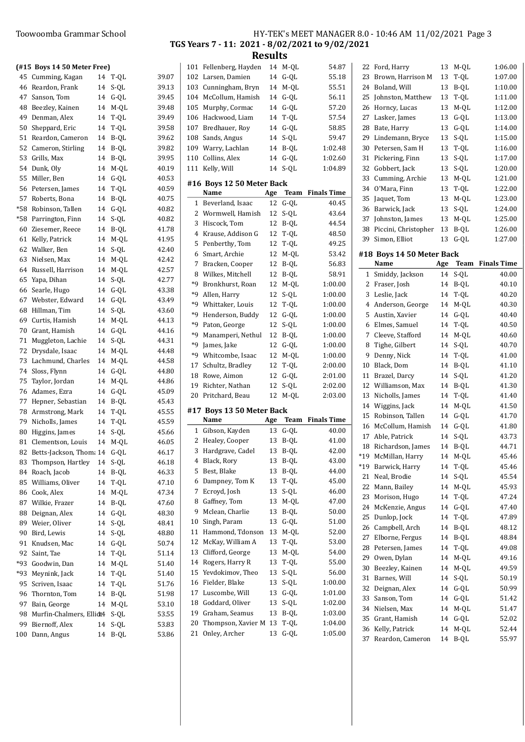**TGS Years 7 - 11: 2021 - 8/02/2021 to 9/02/2021**

## Results

### (#15 Boys 14 50 Meter Free)

| | Name | Age | Team | Finals Time |
|---|---|---|---|---|
| 45 | Cumming, Kagan | 14 | T-QL | 39.07 |
| 46 | Reardon, Frank | 14 | S-QL | 39.13 |
| 47 | Sanson, Tom | 14 | G-QL | 39.45 |
| 48 | Beezley, Kainen | 14 | M-QL | 39.48 |
| 49 | Denman, Alex | 14 | T-QL | 39.49 |
| 50 | Sheppard, Eric | 14 | T-QL | 39.58 |
| 51 | Reardon, Cameron | 14 | B-QL | 39.62 |
| 52 | Cameron, Stirling | 14 | B-QL | 39.82 |
| 53 | Grills, Max | 14 | B-QL | 39.95 |
| 54 | Dunk, Oly | 14 | M-QL | 40.19 |
| 55 | Miller, Ben | 14 | G-QL | 40.53 |
| 56 | Petersen, James | 14 | T-QL | 40.59 |
| 57 | Roberts, Bona | 14 | B-QL | 40.75 |
| *58 | Robinson, Tallen | 14 | G-QL | 40.82 |
| *58 | Parrington, Finn | 14 | S-QL | 40.82 |
| 60 | Ziesemer, Reece | 14 | B-QL | 41.78 |
| 61 | Kelly, Patrick | 14 | M-QL | 41.95 |
| 62 | Walker, Ben | 14 | S-QL | 42.40 |
| 63 | Nielsen, Max | 14 | M-QL | 42.42 |
| 64 | Russell, Harrison | 14 | M-QL | 42.57 |
| 65 | Yapa, Dihan | 14 | S-QL | 42.77 |
| 66 | Searle, Hugo | 14 | G-QL | 43.38 |
| 67 | Webster, Edward | 14 | G-QL | 43.49 |
| 68 | Hillman, Tim | 14 | S-QL | 43.60 |
| 69 | Curtis, Hamish | 14 | M-QL | 44.13 |
| 70 | Grant, Hamish | 14 | G-QL | 44.16 |
| 71 | Muggleton, Lachie | 14 | S-QL | 44.31 |
| 72 | Drysdale, Isaac | 14 | M-QL | 44.48 |
| 73 | Lachmund, Charles | 14 | M-QL | 44.58 |
| 74 | Sloss, Flynn | 14 | G-QL | 44.80 |
| 75 | Taylor, Jordan | 14 | M-QL | 44.86 |
| 76 | Adames, Ezra | 14 | G-QL | 45.09 |
| 77 | Hepner, Sebastian | 14 | B-QL | 45.43 |
| 78 | Armstrong, Mark | 14 | T-QL | 45.55 |
| 79 | Nicholls, James | 14 | T-QL | 45.59 |
| 80 | Higgins, James | 14 | S-QL | 45.66 |
| 81 | Clementson, Louis | 14 | M-QL | 46.05 |
| 82 | Betts-Jackson, Thoma | 14 | G-QL | 46.17 |
| 83 | Thompson, Hartley | 14 | S-QL | 46.18 |
| 84 | Roach, Jacob | 14 | B-QL | 46.33 |
| 85 | Williams, Oliver | 14 | T-QL | 47.10 |
| 86 | Cook, Alex | 14 | M-QL | 47.34 |
| 87 | Wilkie, Frazer | 14 | B-QL | 47.60 |
| 88 | Deignan, Alex | 14 | G-QL | 48.30 |
| 89 | Weier, Oliver | 14 | S-QL | 48.41 |
| 90 | Bird, Lewis | 14 | S-QL | 48.80 |
| 91 | Knudsen, Mac | 14 | G-QL | 50.74 |
| 92 | Saint, Tae | 14 | T-QL | 51.14 |
| *93 | Goodwin, Dan | 14 | M-QL | 51.40 |
| *93 | Meynink, Jack | 14 | T-QL | 51.40 |
| 95 | Scriven, Isaac | 14 | T-QL | 51.76 |
| 96 | Thornton, Tom | 14 | B-QL | 51.98 |
| 97 | Bain, George | 14 | M-QL | 53.10 |
| 98 | Murfin-Chalmers, Elliot | 14 | S-QL | 53.55 |
| 99 | Biernoff, Alex | 14 | S-QL | 53.83 |
| 100 | Dann, Angus | 14 | B-QL | 53.86 |
| 101 | Fellenberg, Hayden | 14 | M-QL | 54.87 |
| 102 | Larsen, Damien | 14 | G-QL | 55.18 |
| 103 | Cunningham, Bryn | 14 | M-QL | 55.51 |
| 104 | McCollum, Hamish | 14 | G-QL | 56.11 |
| 105 | Murphy, Cormac | 14 | G-QL | 57.20 |
| 106 | Hackwood, Liam | 14 | T-QL | 57.54 |
| 107 | Bredhauer, Roy | 14 | G-QL | 58.85 |
| 108 | Sands, Angus | 14 | S-QL | 59.47 |
| 109 | Warry, Lachlan | 14 | B-QL | 1:02.48 |
| 110 | Collins, Alex | 14 | G-QL | 1:02.60 |
| 111 | Kelly, Will | 14 | S-QL | 1:04.89 |

### #16 Boys 12 50 Meter Back

| | Name | Age | Team | Finals Time |
|---|---|---|---|---|
| 1 | Beverland, Isaac | 12 | G-QL | 40.45 |
| 2 | Wormwell, Hamish | 12 | S-QL | 43.64 |
| 3 | Hiscock, Tom | 12 | B-QL | 44.54 |
| 4 | Krause, Addison G | 12 | T-QL | 48.50 |
| 5 | Penberthy, Tom | 12 | T-QL | 49.25 |
| 6 | Smart, Archie | 12 | M-QL | 53.42 |
| 7 | Bracken, Cooper | 12 | B-QL | 56.83 |
| 8 | Wilkes, Mitchell | 12 | B-QL | 58.91 |
| *9 | Bronkhurst, Roan | 12 | M-QL | 1:00.00 |
| *9 | Allen, Harry | 12 | S-QL | 1:00.00 |
| *9 | Whittaker, Louis | 12 | T-QL | 1:00.00 |
| *9 | Henderson, Buddy | 12 | G-QL | 1:00.00 |
| *9 | Paton, George | 12 | S-QL | 1:00.00 |
| *9 | Manamperi, Nethul | 12 | B-QL | 1:00.00 |
| *9 | James, Jake | 12 | G-QL | 1:00.00 |
| *9 | Whitcombe, Isaac | 12 | M-QL | 1:00.00 |
| 17 | Schultz, Bradley | 12 | T-QL | 2:00.00 |
| 18 | Rowe, Aimon | 12 | G-QL | 2:01.00 |
| 19 | Richter, Nathan | 12 | S-QL | 2:02.00 |
| 20 | Pritchard, Beau | 12 | M-QL | 2:03.00 |

### #17 Boys 13 50 Meter Back

| | Name | Age | Team | Finals Time |
|---|---|---|---|---|
| 1 | Gibson, Kayden | 13 | G-QL | 40.00 |
| 2 | Healey, Cooper | 13 | B-QL | 41.00 |
| 3 | Hardgrave, Cadel | 13 | B-QL | 42.00 |
| 4 | Black, Rory | 13 | B-QL | 43.00 |
| 5 | Best, Blake | 13 | B-QL | 44.00 |
| 6 | Dampney, Tom K | 13 | T-QL | 45.00 |
| 7 | Ecroyd, Josh | 13 | S-QL | 46.00 |
| 8 | Gaffney, Tom | 13 | M-QL | 47.00 |
| 9 | Mclean, Charlie | 13 | B-QL | 50.00 |
| 10 | Singh, Param | 13 | G-QL | 51.00 |
| 11 | Hammond, Tdonson | 13 | M-QL | 52.00 |
| 12 | McKay, William A | 13 | T-QL | 53.00 |
| 13 | Clifford, George | 13 | M-QL | 54.00 |
| 14 | Rogers, Harry R | 13 | T-QL | 55.00 |
| 15 | Yevdokimov, Theo | 13 | S-QL | 56.00 |
| 16 | Fielder, Blake | 13 | S-QL | 1:00.00 |
| 17 | Luscombe, Will | 13 | G-QL | 1:01.00 |
| 18 | Goddard, Oliver | 13 | S-QL | 1:02.00 |
| 19 | Graham, Seamus | 13 | B-QL | 1:03.00 |
| 20 | Thompson, Xavier M | 13 | T-QL | 1:04.00 |
| 21 | Onley, Archer | 13 | G-QL | 1:05.00 |
| 22 | Ford, Harry | 13 | M-QL | 1:06.00 |
| 23 | Brown, Harrison M | 13 | T-QL | 1:07.00 |
| 24 | Boland, Will | 13 | B-QL | 1:10.00 |
| 25 | Johnston, Matthew | 13 | T-QL | 1:11.00 |
| 26 | Horncy, Lucas | 13 | M-QL | 1:12.00 |
| 27 | Lasker, James | 13 | G-QL | 1:13.00 |
| 28 | Bate, Harry | 13 | G-QL | 1:14.00 |
| 29 | Lindemann, Bryce | 13 | S-QL | 1:15.00 |
| 30 | Petersen, Sam H | 13 | T-QL | 1:16.00 |
| 31 | Pickering, Finn | 13 | S-QL | 1:17.00 |
| 32 | Gobbert, Jack | 13 | S-QL | 1:20.00 |
| 33 | Cumming, Archie | 13 | M-QL | 1:21.00 |
| 34 | O'Mara, Finn | 13 | T-QL | 1:22.00 |
| 35 | Jaquet, Tom | 13 | M-QL | 1:23.00 |
| 36 | Barwick, Jack | 13 | S-QL | 1:24.00 |
| 37 | Johnston, James | 13 | M-QL | 1:25.00 |
| 38 | Piccini, Christopher | 13 | B-QL | 1:26.00 |
| 39 | Simon, Elliot | 13 | G-QL | 1:27.00 |

### #18 Boys 14 50 Meter Back

| | Name | Age | Team | Finals Time |
|---|---|---|---|---|
| 1 | Smiddy, Jackson | 14 | S-QL | 40.00 |
| 2 | Fraser, Josh | 14 | B-QL | 40.10 |
| 3 | Leslie, Jack | 14 | T-QL | 40.20 |
| 4 | Anderson, George | 14 | M-QL | 40.30 |
| 5 | Austin, Xavier | 14 | G-QL | 40.40 |
| 6 | Elmes, Samuel | 14 | T-QL | 40.50 |
| 7 | Cleeve, Stafford | 14 | M-QL | 40.60 |
| 8 | Tighe, Gilbert | 14 | S-QL | 40.70 |
| 9 | Denny, Nick | 14 | T-QL | 41.00 |
| 10 | Black, Dom | 14 | B-QL | 41.10 |
| 11 | Brazel, Darcy | 14 | S-QL | 41.20 |
| 12 | Williamson, Max | 14 | B-QL | 41.30 |
| 13 | Nicholls, James | 14 | T-QL | 41.40 |
| 14 | Wiggins, Jack | 14 | M-QL | 41.50 |
| 15 | Robinson, Tallen | 14 | G-QL | 41.70 |
| 16 | McCollum, Hamish | 14 | G-QL | 41.80 |
| 17 | Able, Patrick | 14 | S-QL | 43.73 |
| 18 | Richardson, James | 14 | B-QL | 44.71 |
| *19 | McMillan, Harry | 14 | M-QL | 45.46 |
| *19 | Barwick, Harry | 14 | T-QL | 45.46 |
| 21 | Neal, Brodie | 14 | S-QL | 45.54 |
| 22 | Mann, Bailey | 14 | M-QL | 45.93 |
| 23 | Morison, Hugo | 14 | T-QL | 47.24 |
| 24 | McKenzie, Angus | 14 | G-QL | 47.40 |
| 25 | Dunlop, Jock | 14 | T-QL | 47.89 |
| 26 | Campbell, Arch | 14 | B-QL | 48.12 |
| 27 | Elborne, Fergus | 14 | B-QL | 48.84 |
| 28 | Petersen, James | 14 | T-QL | 49.08 |
| 29 | Owen, Dylan | 14 | M-QL | 49.16 |
| 30 | Beezley, Kainen | 14 | M-QL | 49.59 |
| 31 | Barnes, Will | 14 | S-QL | 50.19 |
| 32 | Deignan, Alex | 14 | G-QL | 50.99 |
| 33 | Sanson, Tom | 14 | G-QL | 51.42 |
| 34 | Nielsen, Max | 14 | M-QL | 51.47 |
| 35 | Grant, Hamish | 14 | G-QL | 52.02 |
| 36 | Kelly, Patrick | 14 | M-QL | 52.44 |
| 37 | Reardon, Cameron | 14 | B-QL | 55.97 |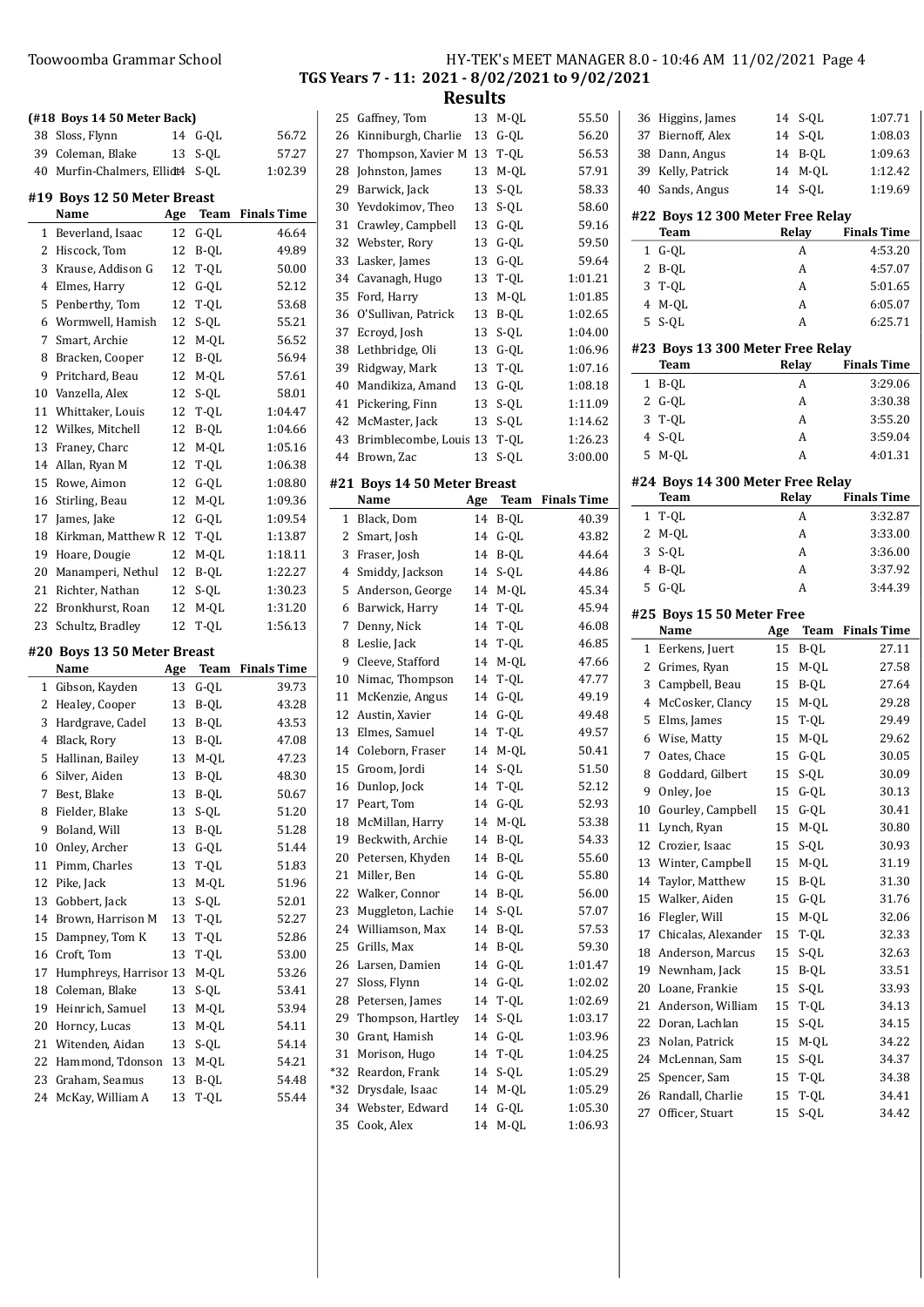**TGS Years 7 - 11: 2021 - 8/02/2021 to 9/02/2021**

## Results

### (#18 Boys 14 50 Meter Back)

| | Name | Age | Team | Finals Time |
|---|---|---|---|---|
| 38 | Sloss, Flynn | 14 | G-QL | 56.72 |
| 39 | Coleman, Blake | 13 | S-QL | 57.27 |
| 40 | Murfin-Chalmers, Elliot | 14 | S-QL | 1:02.39 |

### #19 Boys 12 50 Meter Breast

| | Name | Age | Team | Finals Time |
|---|---|---|---|---|
| 1 | Beverland, Isaac | 12 | G-QL | 46.64 |
| 2 | Hiscock, Tom | 12 | B-QL | 49.89 |
| 3 | Krause, Addison G | 12 | T-QL | 50.00 |
| 4 | Elmes, Harry | 12 | G-QL | 52.12 |
| 5 | Penberthy, Tom | 12 | T-QL | 53.68 |
| 6 | Wormwell, Hamish | 12 | S-QL | 55.21 |
| 7 | Smart, Archie | 12 | M-QL | 56.52 |
| 8 | Bracken, Cooper | 12 | B-QL | 56.94 |
| 9 | Pritchard, Beau | 12 | M-QL | 57.61 |
| 10 | Vanzella, Alex | 12 | S-QL | 58.01 |
| 11 | Whittaker, Louis | 12 | T-QL | 1:04.47 |
| 12 | Wilkes, Mitchell | 12 | B-QL | 1:04.66 |
| 13 | Franey, Charc | 12 | M-QL | 1:05.16 |
| 14 | Allan, Ryan M | 12 | T-QL | 1:06.38 |
| 15 | Rowe, Aimon | 12 | G-QL | 1:08.80 |
| 16 | Stirling, Beau | 12 | M-QL | 1:09.36 |
| 17 | James, Jake | 12 | G-QL | 1:09.54 |
| 18 | Kirkman, Matthew R | 12 | T-QL | 1:13.87 |
| 19 | Hoare, Dougie | 12 | M-QL | 1:18.11 |
| 20 | Manamperi, Nethul | 12 | B-QL | 1:22.27 |
| 21 | Richter, Nathan | 12 | S-QL | 1:30.23 |
| 22 | Bronkhurst, Roan | 12 | M-QL | 1:31.20 |
| 23 | Schultz, Bradley | 12 | T-QL | 1:56.13 |

### #20 Boys 13 50 Meter Breast

| | Name | Age | Team | Finals Time |
|---|---|---|---|---|
| 1 | Gibson, Kayden | 13 | G-QL | 39.73 |
| 2 | Healey, Cooper | 13 | B-QL | 43.28 |
| 3 | Hardgrave, Cadel | 13 | B-QL | 43.53 |
| 4 | Black, Rory | 13 | B-QL | 47.08 |
| 5 | Hallinan, Bailey | 13 | M-QL | 47.23 |
| 6 | Silver, Aiden | 13 | B-QL | 48.30 |
| 7 | Best, Blake | 13 | B-QL | 50.67 |
| 8 | Fielder, Blake | 13 | S-QL | 51.20 |
| 9 | Boland, Will | 13 | B-QL | 51.28 |
| 10 | Onley, Archer | 13 | G-QL | 51.44 |
| 11 | Pimm, Charles | 13 | T-QL | 51.83 |
| 12 | Pike, Jack | 13 | M-QL | 51.96 |
| 13 | Gobbert, Jack | 13 | S-QL | 52.01 |
| 14 | Brown, Harrison M | 13 | T-QL | 52.27 |
| 15 | Dampney, Tom K | 13 | T-QL | 52.86 |
| 16 | Croft, Tom | 13 | T-QL | 53.00 |
| 17 | Humphreys, Harrison | 13 | M-QL | 53.26 |
| 18 | Coleman, Blake | 13 | S-QL | 53.41 |
| 19 | Heinrich, Samuel | 13 | M-QL | 53.94 |
| 20 | Horncy, Lucas | 13 | M-QL | 54.11 |
| 21 | Witenden, Aidan | 13 | S-QL | 54.14 |
| 22 | Hammond, Tdonson | 13 | M-QL | 54.21 |
| 23 | Graham, Seamus | 13 | B-QL | 54.48 |
| 24 | McKay, William A | 13 | T-QL | 55.44 |
| 25 | Gaffney, Tom | 13 | M-QL | 55.50 |
| 26 | Kinniburgh, Charlie | 13 | G-QL | 56.20 |
| 27 | Thompson, Xavier M | 13 | T-QL | 56.53 |
| 28 | Johnston, James | 13 | M-QL | 57.91 |
| 29 | Barwick, Jack | 13 | S-QL | 58.33 |
| 30 | Yevdokimov, Theo | 13 | S-QL | 58.60 |
| 31 | Crawley, Campbell | 13 | G-QL | 59.16 |
| 32 | Webster, Rory | 13 | G-QL | 59.50 |
| 33 | Lasker, James | 13 | G-QL | 59.64 |
| 34 | Cavanagh, Hugo | 13 | T-QL | 1:01.21 |
| 35 | Ford, Harry | 13 | M-QL | 1:01.85 |
| 36 | O'Sullivan, Patrick | 13 | B-QL | 1:02.65 |
| 37 | Ecroyd, Josh | 13 | S-QL | 1:04.00 |
| 38 | Lethbridge, Oli | 13 | G-QL | 1:06.96 |
| 39 | Ridgway, Mark | 13 | T-QL | 1:07.16 |
| 40 | Mandikiza, Amand | 13 | G-QL | 1:08.18 |
| 41 | Pickering, Finn | 13 | S-QL | 1:11.09 |
| 42 | McMaster, Jack | 13 | S-QL | 1:14.62 |
| 43 | Brimblecombe, Louis | 13 | T-QL | 1:26.23 |
| 44 | Brown, Zac | 13 | S-QL | 3:00.00 |

### #21 Boys 14 50 Meter Breast

| | Name | Age | Team | Finals Time |
|---|---|---|---|---|
| 1 | Black, Dom | 14 | B-QL | 40.39 |
| 2 | Smart, Josh | 14 | G-QL | 43.82 |
| 3 | Fraser, Josh | 14 | B-QL | 44.64 |
| 4 | Smiddy, Jackson | 14 | S-QL | 44.86 |
| 5 | Anderson, George | 14 | M-QL | 45.34 |
| 6 | Barwick, Harry | 14 | T-QL | 45.94 |
| 7 | Denny, Nick | 14 | T-QL | 46.08 |
| 8 | Leslie, Jack | 14 | T-QL | 46.85 |
| 9 | Cleeve, Stafford | 14 | M-QL | 47.66 |
| 10 | Nimac, Thompson | 14 | T-QL | 47.77 |
| 11 | McKenzie, Angus | 14 | G-QL | 49.19 |
| 12 | Austin, Xavier | 14 | G-QL | 49.48 |
| 13 | Elmes, Samuel | 14 | T-QL | 49.57 |
| 14 | Coleborn, Fraser | 14 | M-QL | 50.41 |
| 15 | Groom, Jordi | 14 | S-QL | 51.50 |
| 16 | Dunlop, Jock | 14 | T-QL | 52.12 |
| 17 | Peart, Tom | 14 | G-QL | 52.93 |
| 18 | McMillan, Harry | 14 | M-QL | 53.38 |
| 19 | Beckwith, Archie | 14 | B-QL | 54.33 |
| 20 | Petersen, Khyden | 14 | B-QL | 55.60 |
| 21 | Miller, Ben | 14 | G-QL | 55.80 |
| 22 | Walker, Connor | 14 | B-QL | 56.00 |
| 23 | Muggleton, Lachie | 14 | S-QL | 57.07 |
| 24 | Williamson, Max | 14 | B-QL | 57.53 |
| 25 | Grills, Max | 14 | B-QL | 59.30 |
| 26 | Larsen, Damien | 14 | G-QL | 1:01.47 |
| 27 | Sloss, Flynn | 14 | G-QL | 1:02.02 |
| 28 | Petersen, James | 14 | T-QL | 1:02.69 |
| 29 | Thompson, Hartley | 14 | S-QL | 1:03.17 |
| 30 | Grant, Hamish | 14 | G-QL | 1:03.96 |
| 31 | Morison, Hugo | 14 | T-QL | 1:04.25 |
| *32 | Reardon, Frank | 14 | S-QL | 1:05.29 |
| *32 | Drysdale, Isaac | 14 | M-QL | 1:05.29 |
| 34 | Webster, Edward | 14 | G-QL | 1:05.30 |
| 35 | Cook, Alex | 14 | M-QL | 1:06.93 |
| 36 | Higgins, James | 14 | S-QL | 1:07.71 |
| 37 | Biernoff, Alex | 14 | S-QL | 1:08.03 |
| 38 | Dann, Angus | 14 | B-QL | 1:09.63 |
| 39 | Kelly, Patrick | 14 | M-QL | 1:12.42 |
| 40 | Sands, Angus | 14 | S-QL | 1:19.69 |

### #22 Boys 12 300 Meter Free Relay

| | Team | Relay | Finals Time |
|---|---|---|---|
| 1 | G-QL | A | 4:53.20 |
| 2 | B-QL | A | 4:57.07 |
| 3 | T-QL | A | 5:01.65 |
| 4 | M-QL | A | 6:05.07 |
| 5 | S-QL | A | 6:25.71 |

### #23 Boys 13 300 Meter Free Relay

| | Team | Relay | Finals Time |
|---|---|---|---|
| 1 | B-QL | A | 3:29.06 |
| 2 | G-QL | A | 3:30.38 |
| 3 | T-QL | A | 3:55.20 |
| 4 | S-QL | A | 3:59.04 |
| 5 | M-QL | A | 4:01.31 |

### #24 Boys 14 300 Meter Free Relay

| | Team | Relay | Finals Time |
|---|---|---|---|
| 1 | T-QL | A | 3:32.87 |
| 2 | M-QL | A | 3:33.00 |
| 3 | S-QL | A | 3:36.00 |
| 4 | B-QL | A | 3:37.92 |
| 5 | G-QL | A | 3:44.39 |

### #25 Boys 15 50 Meter Free

| | Name | Age | Team | Finals Time |
|---|---|---|---|---|
| 1 | Eerkens, Juert | 15 | B-QL | 27.11 |
| 2 | Grimes, Ryan | 15 | M-QL | 27.58 |
| 3 | Campbell, Beau | 15 | B-QL | 27.64 |
| 4 | McCosker, Clancy | 15 | M-QL | 29.28 |
| 5 | Elms, James | 15 | T-QL | 29.49 |
| 6 | Wise, Matty | 15 | M-QL | 29.62 |
| 7 | Oates, Chace | 15 | G-QL | 30.05 |
| 8 | Goddard, Gilbert | 15 | S-QL | 30.09 |
| 9 | Onley, Joe | 15 | G-QL | 30.13 |
| 10 | Gourley, Campbell | 15 | G-QL | 30.41 |
| 11 | Lynch, Ryan | 15 | M-QL | 30.80 |
| 12 | Crozier, Isaac | 15 | S-QL | 30.93 |
| 13 | Winter, Campbell | 15 | M-QL | 31.19 |
| 14 | Taylor, Matthew | 15 | B-QL | 31.30 |
| 15 | Walker, Aiden | 15 | G-QL | 31.76 |
| 16 | Flegler, Will | 15 | M-QL | 32.06 |
| 17 | Chicalas, Alexander | 15 | T-QL | 32.33 |
| 18 | Anderson, Marcus | 15 | S-QL | 32.63 |
| 19 | Newnham, Jack | 15 | B-QL | 33.51 |
| 20 | Loane, Frankie | 15 | S-QL | 33.93 |
| 21 | Anderson, William | 15 | T-QL | 34.13 |
| 22 | Doran, Lachlan | 15 | S-QL | 34.15 |
| 23 | Nolan, Patrick | 15 | M-QL | 34.22 |
| 24 | McLennan, Sam | 15 | S-QL | 34.37 |
| 25 | Spencer, Sam | 15 | T-QL | 34.38 |
| 26 | Randall, Charlie | 15 | T-QL | 34.41 |
| 27 | Officer, Stuart | 15 | S-QL | 34.42 |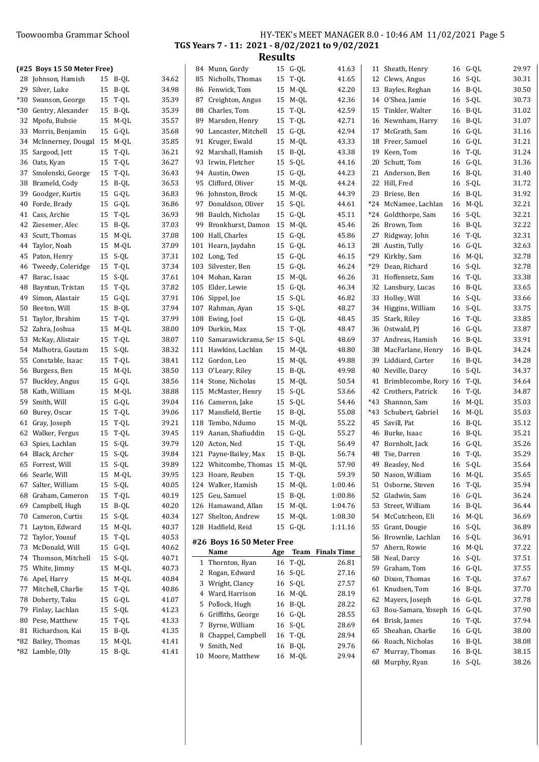**TGS Years 7 - 11: 2021 - 8/02/2021 to 9/02/2021**

## Results

### (#25 Boys 15 50 Meter Free)

| | Name | Age | Team | Finals Time |
|---|---|---|---|---|
| 28 | Johnson, Hamish | 15 | B-QL | 34.62 |
| 29 | Silver, Luke | 15 | B-QL | 34.98 |
| *30 | Swanson, George | 15 | T-QL | 35.39 |
| *30 | Gentry, Alexander | 15 | B-QL | 35.39 |
| 32 | Mpofu, Bubsie | 15 | M-QL | 35.57 |
| 33 | Morris, Benjamin | 15 | G-QL | 35.68 |
| 34 | McInnerney, Dougal | 15 | M-QL | 35.85 |
| 35 | Sargood, Jett | 15 | T-QL | 36.21 |
| 36 | Oats, Kyan | 15 | T-QL | 36.27 |
| 37 | Smolenski, George | 15 | T-QL | 36.43 |
| 38 | Brameld, Cody | 15 | B-QL | 36.53 |
| 39 | Goodger, Kurtis | 15 | G-QL | 36.83 |
| 40 | Forde, Brady | 15 | G-QL | 36.86 |
| 41 | Cass, Archie | 15 | T-QL | 36.93 |
| 42 | Ziesemer, Alec | 15 | B-QL | 37.03 |
| 43 | Scutt, Thomas | 15 | M-QL | 37.08 |
| 44 | Taylor, Noah | 15 | M-QL | 37.09 |
| 45 | Paton, Henry | 15 | S-QL | 37.31 |
| 46 | Tweedy, Coleridge | 15 | T-QL | 37.34 |
| 47 | Barac, Isaac | 15 | S-QL | 37.61 |
| 48 | Bayntun, Tristan | 15 | T-QL | 37.82 |
| 49 | Simon, Alastair | 15 | G-QL | 37.91 |
| 50 | Beeton, Will | 15 | B-QL | 37.94 |
| 51 | Taylor, Ibrahim | 15 | T-QL | 37.99 |
| 52 | Zahra, Joshua | 15 | M-QL | 38.00 |
| 53 | McKay, Alistair | 15 | T-QL | 38.07 |
| 54 | Malhotra, Gautam | 15 | S-QL | 38.32 |
| 55 | Constable, Isaac | 15 | T-QL | 38.41 |
| 56 | Burgess, Ben | 15 | M-QL | 38.50 |
| 57 | Buckley, Angus | 15 | G-QL | 38.56 |
| 58 | Kath, William | 15 | M-QL | 38.88 |
| 59 | Smith, Will | 15 | G-QL | 39.04 |
| 60 | Burey, Oscar | 15 | T-QL | 39.06 |
| 61 | Gray, Joseph | 15 | T-QL | 39.21 |
| 62 | Walker, Fergus | 15 | T-QL | 39.45 |
| 63 | Spies, Lachlan | 15 | S-QL | 39.79 |
| 64 | Black, Archer | 15 | S-QL | 39.84 |
| 65 | Forrest, Will | 15 | S-QL | 39.89 |
| 66 | Searle, Will | 15 | M-QL | 39.95 |
| 67 | Salter, William | 15 | S-QL | 40.05 |
| 68 | Graham, Cameron | 15 | T-QL | 40.19 |
| 69 | Campbell, Hugh | 15 | B-QL | 40.20 |
| 70 | Cameron, Curtis | 15 | S-QL | 40.34 |
| 71 | Layton, Edward | 15 | M-QL | 40.37 |
| 72 | Taylor, Yousuf | 15 | T-QL | 40.53 |
| 73 | McDonald, Will | 15 | G-QL | 40.62 |
| 74 | Thomson, Mitchell | 15 | S-QL | 40.71 |
| 75 | White, Jimmy | 15 | M-QL | 40.73 |
| 76 | Apel, Harry | 15 | M-QL | 40.84 |
| 77 | Mitchell, Charlie | 15 | T-QL | 40.86 |
| 78 | Doherty, Taku | 15 | G-QL | 41.07 |
| 79 | Finlay, Lachlan | 15 | S-QL | 41.23 |
| 80 | Pese, Matthew | 15 | T-QL | 41.33 |
| 81 | Richardson, Kai | 15 | B-QL | 41.35 |
| *82 | Bailey, Thomas | 15 | M-QL | 41.41 |
| *82 | Lamble, Olly | 15 | B-QL | 41.41 |
| 84 | Munn, Gordy | 15 | G-QL | 41.63 |
| 85 | Nicholls, Thomas | 15 | T-QL | 41.65 |
| 86 | Fenwick, Tom | 15 | M-QL | 42.20 |
| 87 | Creighton, Angus | 15 | M-QL | 42.36 |
| 88 | Charles, Tom | 15 | T-QL | 42.59 |
| 89 | Marsden, Henry | 15 | T-QL | 42.71 |
| 90 | Lancaster, Mitchell | 15 | G-QL | 42.94 |
| 91 | Kruger, Ewald | 15 | M-QL | 43.33 |
| 92 | Marshall, Hamish | 15 | B-QL | 43.38 |
| 93 | Irwin, Fletcher | 15 | S-QL | 44.16 |
| 94 | Austin, Owen | 15 | G-QL | 44.23 |
| 95 | Clifford, Oliver | 15 | M-QL | 44.24 |
| 96 | Johnston, Brock | 15 | M-QL | 44.39 |
| 97 | Donaldson, Oliver | 15 | S-QL | 44.61 |
| 98 | Baulch, Nicholas | 15 | G-QL | 45.11 |
| 99 | Bronkhurst, Damon | 15 | M-QL | 45.46 |
| 100 | Hall, Charles | 15 | G-QL | 45.86 |
| 101 | Hearn, Jaydahn | 15 | G-QL | 46.13 |
| 102 | Long, Ted | 15 | G-QL | 46.15 |
| 103 | Silvester, Ben | 15 | G-QL | 46.24 |
| 104 | Mohan, Karan | 15 | M-QL | 46.26 |
| 105 | Elder, Lewie | 15 | G-QL | 46.34 |
| 106 | Sippel, Joe | 15 | S-QL | 46.82 |
| 107 | Rahman, Ayan | 15 | S-QL | 48.27 |
| 108 | Ewing, Joel | 15 | G-QL | 48.45 |
| 109 | Durkin, Max | 15 | T-QL | 48.47 |
| 110 | Samarawickrama, Se | 15 | S-QL | 48.69 |
| 111 | Hawkins, Lachlan | 15 | M-QL | 48.80 |
| 112 | Gordon, Leo | 15 | M-QL | 49.88 |
| 113 | O'Leary, Riley | 15 | B-QL | 49.98 |
| 114 | Stone, Nicholas | 15 | M-QL | 50.54 |
| 115 | McMaster, Henry | 15 | S-QL | 53.66 |
| 116 | Cameron, Jake | 15 | S-QL | 54.46 |
| 117 | Mansfield, Bertie | 15 | B-QL | 55.08 |
| 118 | Tembo, Ndumo | 15 | M-QL | 55.22 |
| 119 | Aanan, Shafiuddin | 15 | G-QL | 55.27 |
| 120 | Acton, Ned | 15 | T-QL | 56.49 |
| 121 | Payne-Bailey, Max | 15 | B-QL | 56.74 |
| 122 | Whitcombe, Thomas | 15 | M-QL | 57.90 |
| 123 | Hoare, Reuben | 15 | T-QL | 59.39 |
| 124 | Walker, Hamish | 15 | M-QL | 1:00.46 |
| 125 | Geu, Samuel | 15 | B-QL | 1:00.86 |
| 126 | Hamawand, Allan | 15 | M-QL | 1:04.76 |
| 127 | Shelton, Andrew | 15 | M-QL | 1:08.30 |
| 128 | Hadfield, Reid | 15 | G-QL | 1:11.16 |

### #26 Boys 16 50 Meter Free

| | Name | Age | Team | Finals Time |
|---|---|---|---|---|
| 1 | Thornton, Ryan | 16 | T-QL | 26.81 |
| 2 | Rogan, Edward | 16 | S-QL | 27.16 |
| 3 | Wright, Clancy | 16 | S-QL | 27.57 |
| 4 | Ward, Harrison | 16 | M-QL | 28.19 |
| 5 | Pollock, Hugh | 16 | B-QL | 28.22 |
| 6 | Griffiths, George | 16 | G-QL | 28.55 |
| 7 | Byrne, William | 16 | S-QL | 28.69 |
| 8 | Chappel, Campbell | 16 | T-QL | 28.94 |
| 9 | Smith, Ned | 16 | B-QL | 29.76 |
| 10 | Moore, Matthew | 16 | M-QL | 29.94 |
| 11 | Sheath, Henry | 16 | G-QL | 29.97 |
| 12 | Clews, Angus | 16 | S-QL | 30.31 |
| 13 | Bayles, Reghan | 16 | B-QL | 30.50 |
| 14 | O'Shea, Jamie | 16 | S-QL | 30.73 |
| 15 | Tinkler, Walter | 16 | B-QL | 31.02 |
| 16 | Newnham, Harry | 16 | B-QL | 31.07 |
| 17 | McGrath, Sam | 16 | G-QL | 31.16 |
| 18 | Freer, Samuel | 16 | G-QL | 31.21 |
| 19 | Keen, Tom | 16 | T-QL | 31.24 |
| 20 | Schutt, Tom | 16 | G-QL | 31.36 |
| 21 | Anderson, Ben | 16 | B-QL | 31.40 |
| 22 | Hill, Fred | 16 | S-QL | 31.72 |
| 23 | Briese, Ben | 16 | B-QL | 31.92 |
| *24 | McNamee, Lachlan | 16 | M-QL | 32.21 |
| *24 | Goldthorpe, Sam | 16 | S-QL | 32.21 |
| 26 | Brown, Tom | 16 | B-QL | 32.22 |
| 27 | Ridgway, John | 16 | T-QL | 32.31 |
| 28 | Austin, Tully | 16 | G-QL | 32.63 |
| *29 | Kirkby, Sam | 16 | M-QL | 32.78 |
| *29 | Dean, Richard | 16 | S-QL | 32.78 |
| 31 | Hoffensetz, Sam | 16 | T-QL | 33.38 |
| 32 | Lansbury, Lucas | 16 | B-QL | 33.65 |
| 33 | Holley, Will | 16 | S-QL | 33.66 |
| 34 | Higgins, William | 16 | S-QL | 33.75 |
| 35 | Stark, Riley | 16 | T-QL | 33.85 |
| 36 | Ostwald, PJ | 16 | G-QL | 33.87 |
| 37 | Andreas, Hamish | 16 | B-QL | 33.91 |
| 38 | MacFarlane, Henry | 16 | B-QL | 34.24 |
| 39 | Liddiard, Carter | 16 | B-QL | 34.28 |
| 40 | Neville, Darcy | 16 | S-QL | 34.37 |
| 41 | Brimblecombe, Rory | 16 | T-QL | 34.64 |
| 42 | Crothers, Patrick | 16 | T-QL | 34.87 |
| *43 | Shannon, Sam | 16 | M-QL | 35.03 |
| *43 | Schubert, Gabriel | 16 | M-QL | 35.03 |
| 45 | Savill, Pat | 16 | B-QL | 35.12 |
| 46 | Burke, Isaac | 16 | B-QL | 35.21 |
| 47 | Bornholt, Jack | 16 | G-QL | 35.26 |
| 48 | Tse, Darren | 16 | T-QL | 35.29 |
| 49 | Beasley, Ned | 16 | S-QL | 35.64 |
| 50 | Nason, William | 16 | M-QL | 35.65 |
| 51 | Osborne, Steven | 16 | T-QL | 35.94 |
| 52 | Gladwin, Sam | 16 | G-QL | 36.24 |
| 53 | Street, William | 16 | B-QL | 36.44 |
| 54 | McCutcheon, Eli | 16 | M-QL | 36.69 |
| 55 | Grant, Dougie | 16 | S-QL | 36.89 |
| 56 | Brownlie, Lachlan | 16 | S-QL | 36.91 |
| 57 | Ahern, Rowie | 16 | M-QL | 37.22 |
| 58 | Neal, Darcy | 16 | S-QL | 37.51 |
| 59 | Graham, Tom | 16 | G-QL | 37.55 |
| 60 | Dixon, Thomas | 16 | T-QL | 37.67 |
| 61 | Knudsen, Tom | 16 | B-QL | 37.70 |
| 62 | Mayers, Joseph | 16 | G-QL | 37.78 |
| 63 | Bou-Samara, Yoseph | 16 | G-QL | 37.90 |
| 64 | Brisk, James | 16 | T-QL | 37.94 |
| 65 | Sheahan, Charlie | 16 | G-QL | 38.00 |
| 66 | Roach, Nicholas | 16 | B-QL | 38.08 |
| 67 | Murray, Thomas | 16 | B-QL | 38.15 |
| 68 | Murphy, Ryan | 16 | S-QL | 38.26 |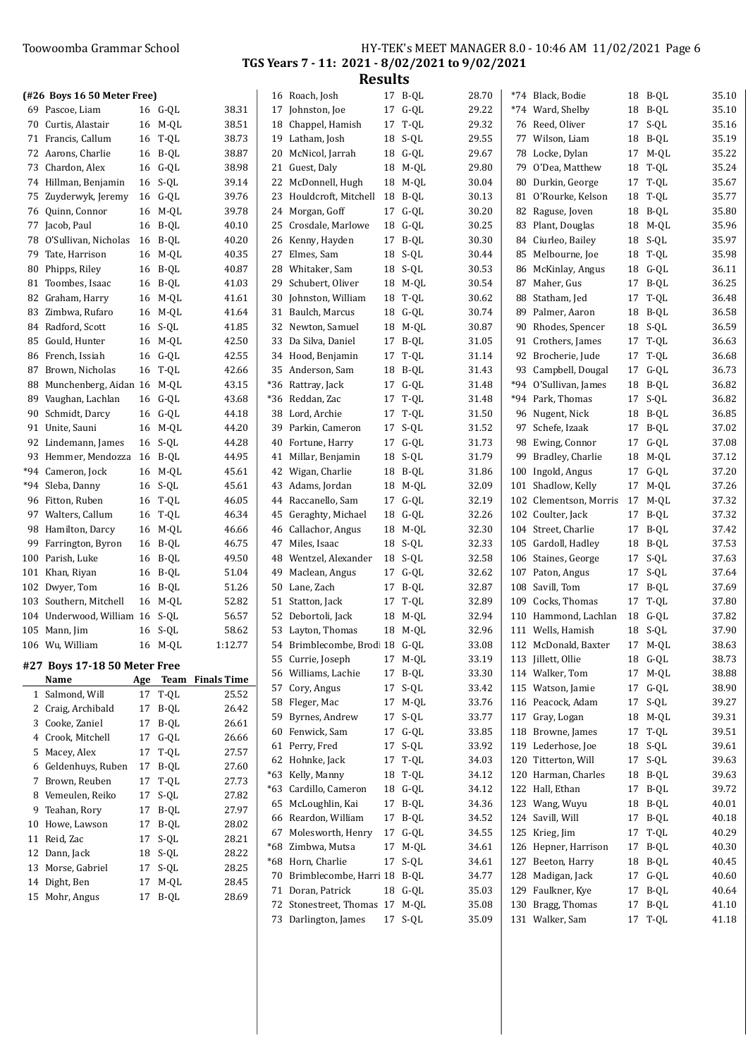**TGS Years 7 - 11: 2021 - 8/02/2021 to 9/02/2021**

## Results

**(#26 Boys 16 50 Meter Free)**

| | Name | Age | Team | Finals Time |
|---|---|---|---|---|
| 69 | Pascoe, Liam | 16 | G-QL | 38.31 |
| 70 | Curtis, Alastair | 16 | M-QL | 38.51 |
| 71 | Francis, Callum | 16 | T-QL | 38.73 |
| 72 | Aarons, Charlie | 16 | B-QL | 38.87 |
| 73 | Chardon, Alex | 16 | G-QL | 38.98 |
| 74 | Hillman, Benjamin | 16 | S-QL | 39.14 |
| 75 | Zuyderwyk, Jeremy | 16 | G-QL | 39.76 |
| 76 | Quinn, Connor | 16 | M-QL | 39.78 |
| 77 | Jacob, Paul | 16 | B-QL | 40.10 |
| 78 | O'Sullivan, Nicholas | 16 | B-QL | 40.20 |
| 79 | Tate, Harrison | 16 | M-QL | 40.35 |
| 80 | Phipps, Riley | 16 | B-QL | 40.87 |
| 81 | Toombes, Isaac | 16 | B-QL | 41.03 |
| 82 | Graham, Harry | 16 | M-QL | 41.61 |
| 83 | Zimbwa, Rufaro | 16 | M-QL | 41.64 |
| 84 | Radford, Scott | 16 | S-QL | 41.85 |
| 85 | Gould, Hunter | 16 | M-QL | 42.50 |
| 86 | French, Issiah | 16 | G-QL | 42.55 |
| 87 | Brown, Nicholas | 16 | T-QL | 42.66 |
| 88 | Munchenberg, Aidan | 16 | M-QL | 43.15 |
| 89 | Vaughan, Lachlan | 16 | G-QL | 43.68 |
| 90 | Schmidt, Darcy | 16 | G-QL | 44.18 |
| 91 | Unite, Sauni | 16 | M-QL | 44.20 |
| 92 | Lindemann, James | 16 | S-QL | 44.28 |
| 93 | Hemmer, Mendozza | 16 | B-QL | 44.95 |
| *94 | Cameron, Jock | 16 | M-QL | 45.61 |
| *94 | Sleba, Danny | 16 | S-QL | 45.61 |
| 96 | Fitton, Ruben | 16 | T-QL | 46.05 |
| 97 | Walters, Callum | 16 | T-QL | 46.34 |
| 98 | Hamilton, Darcy | 16 | M-QL | 46.66 |
| 99 | Farrington, Byron | 16 | B-QL | 46.75 |
| 100 | Parish, Luke | 16 | B-QL | 49.50 |
| 101 | Khan, Riyan | 16 | B-QL | 51.04 |
| 102 | Dwyer, Tom | 16 | B-QL | 51.26 |
| 103 | Southern, Mitchell | 16 | M-QL | 52.82 |
| 104 | Underwood, William | 16 | S-QL | 56.57 |
| 105 | Mann, Jim | 16 | S-QL | 58.62 |
| 106 | Wu, William | 16 | M-QL | 1:12.77 |

### #27 Boys 17-18 50 Meter Free

| | Name | Age | Team | Finals Time |
|---|---|---|---|---|
| 1 | Salmond, Will | 17 | T-QL | 25.52 |
| 2 | Craig, Archibald | 17 | B-QL | 26.42 |
| 3 | Cooke, Zaniel | 17 | B-QL | 26.61 |
| 4 | Crook, Mitchell | 17 | G-QL | 26.66 |
| 5 | Macey, Alex | 17 | T-QL | 27.57 |
| 6 | Geldenhuys, Ruben | 17 | B-QL | 27.60 |
| 7 | Brown, Reuben | 17 | T-QL | 27.73 |
| 8 | Vemeulen, Reiko | 17 | S-QL | 27.82 |
| 9 | Teahan, Rory | 17 | B-QL | 27.97 |
| 10 | Howe, Lawson | 17 | B-QL | 28.02 |
| 11 | Reid, Zac | 17 | S-QL | 28.21 |
| 12 | Dann, Jack | 18 | S-QL | 28.22 |
| 13 | Morse, Gabriel | 17 | S-QL | 28.25 |
| 14 | Dight, Ben | 17 | M-QL | 28.45 |
| 15 | Mohr, Angus | 17 | B-QL | 28.69 |
| 16 | Roach, Josh | 17 | B-QL | 28.70 |
| 17 | Johnston, Joe | 17 | G-QL | 29.22 |
| 18 | Chappel, Hamish | 17 | T-QL | 29.32 |
| 19 | Latham, Josh | 18 | S-QL | 29.55 |
| 20 | McNicol, Jarrah | 18 | G-QL | 29.67 |
| 21 | Guest, Daly | 18 | M-QL | 29.80 |
| 22 | McDonnell, Hugh | 18 | M-QL | 30.04 |
| 23 | Houldcroft, Mitchell | 18 | B-QL | 30.13 |
| 24 | Morgan, Goff | 17 | G-QL | 30.20 |
| 25 | Crosdale, Marlowe | 18 | G-QL | 30.25 |
| 26 | Kenny, Hayden | 17 | B-QL | 30.30 |
| 27 | Elmes, Sam | 18 | S-QL | 30.44 |
| 28 | Whitaker, Sam | 18 | S-QL | 30.53 |
| 29 | Schubert, Oliver | 18 | M-QL | 30.54 |
| 30 | Johnston, William | 18 | T-QL | 30.62 |
| 31 | Baulch, Marcus | 18 | G-QL | 30.74 |
| 32 | Newton, Samuel | 18 | M-QL | 30.87 |
| 33 | Da Silva, Daniel | 17 | B-QL | 31.05 |
| 34 | Hood, Benjamin | 17 | T-QL | 31.14 |
| 35 | Anderson, Sam | 18 | B-QL | 31.43 |
| *36 | Rattray, Jack | 17 | G-QL | 31.48 |
| *36 | Reddan, Zac | 17 | T-QL | 31.48 |
| 38 | Lord, Archie | 17 | T-QL | 31.50 |
| 39 | Parkin, Cameron | 17 | S-QL | 31.52 |
| 40 | Fortune, Harry | 17 | G-QL | 31.73 |
| 41 | Millar, Benjamin | 18 | S-QL | 31.79 |
| 42 | Wigan, Charlie | 18 | B-QL | 31.86 |
| 43 | Adams, Jordan | 18 | M-QL | 32.09 |
| 44 | Raccanello, Sam | 17 | G-QL | 32.19 |
| 45 | Geraghty, Michael | 18 | G-QL | 32.26 |
| 46 | Callachor, Angus | 18 | M-QL | 32.30 |
| 47 | Miles, Isaac | 18 | S-QL | 32.33 |
| 48 | Wentzel, Alexander | 18 | S-QL | 32.58 |
| 49 | Maclean, Angus | 17 | G-QL | 32.62 |
| 50 | Lane, Zach | 17 | B-QL | 32.87 |
| 51 | Statton, Jack | 17 | T-QL | 32.89 |
| 52 | Debortoli, Jack | 18 | M-QL | 32.94 |
| 53 | Layton, Thomas | 18 | M-QL | 32.96 |
| 54 | Brimblecombe, Brodi | 18 | G-QL | 33.08 |
| 55 | Currie, Joseph | 17 | M-QL | 33.19 |
| 56 | Williams, Lachie | 17 | B-QL | 33.30 |
| 57 | Cory, Angus | 17 | S-QL | 33.42 |
| 58 | Fleger, Mac | 17 | M-QL | 33.76 |
| 59 | Byrnes, Andrew | 17 | S-QL | 33.77 |
| 60 | Fenwick, Sam | 17 | G-QL | 33.85 |
| 61 | Perry, Fred | 17 | S-QL | 33.92 |
| 62 | Hohnke, Jack | 17 | T-QL | 34.03 |
| *63 | Kelly, Manny | 18 | T-QL | 34.12 |
| *63 | Cardillo, Cameron | 18 | G-QL | 34.12 |
| 65 | McLoughlin, Kai | 17 | B-QL | 34.36 |
| 66 | Reardon, William | 17 | B-QL | 34.52 |
| 67 | Molesworth, Henry | 17 | G-QL | 34.55 |
| *68 | Zimbwa, Mutsa | 17 | M-QL | 34.61 |
| *68 | Horn, Charlie | 17 | S-QL | 34.61 |
| 70 | Brimblecombe, Harri | 18 | B-QL | 34.77 |
| 71 | Doran, Patrick | 18 | G-QL | 35.03 |
| 72 | Stonestreet, Thomas | 17 | M-QL | 35.08 |
| 73 | Darlington, James | 17 | S-QL | 35.09 |
| *74 | Black, Bodie | 18 | B-QL | 35.10 |
| *74 | Ward, Shelby | 18 | B-QL | 35.10 |
| 76 | Reed, Oliver | 17 | S-QL | 35.16 |
| 77 | Wilson, Liam | 18 | B-QL | 35.19 |
| 78 | Locke, Dylan | 17 | M-QL | 35.22 |
| 79 | O'Dea, Matthew | 18 | T-QL | 35.24 |
| 80 | Durkin, George | 17 | T-QL | 35.67 |
| 81 | O'Rourke, Kelson | 18 | T-QL | 35.77 |
| 82 | Raguse, Joven | 18 | B-QL | 35.80 |
| 83 | Plant, Douglas | 18 | M-QL | 35.96 |
| 84 | Ciurleo, Bailey | 18 | S-QL | 35.97 |
| 85 | Melbourne, Joe | 18 | T-QL | 35.98 |
| 86 | McKinlay, Angus | 18 | G-QL | 36.11 |
| 87 | Maher, Gus | 17 | B-QL | 36.25 |
| 88 | Statham, Jed | 17 | T-QL | 36.48 |
| 89 | Palmer, Aaron | 18 | B-QL | 36.58 |
| 90 | Rhodes, Spencer | 18 | S-QL | 36.59 |
| 91 | Crothers, James | 17 | T-QL | 36.63 |
| 92 | Brocherie, Jude | 17 | T-QL | 36.68 |
| 93 | Campbell, Dougal | 17 | G-QL | 36.73 |
| *94 | O'Sullivan, James | 18 | B-QL | 36.82 |
| *94 | Park, Thomas | 17 | S-QL | 36.82 |
| 96 | Nugent, Nick | 18 | B-QL | 36.85 |
| 97 | Schefe, Izaak | 17 | B-QL | 37.02 |
| 98 | Ewing, Connor | 17 | G-QL | 37.08 |
| 99 | Bradley, Charlie | 18 | M-QL | 37.12 |
| 100 | Ingold, Angus | 17 | G-QL | 37.20 |
| 101 | Shadlow, Kelly | 17 | M-QL | 37.26 |
| 102 | Clementson, Morris | 17 | M-QL | 37.32 |
| 102 | Coulter, Jack | 17 | B-QL | 37.32 |
| 104 | Street, Charlie | 17 | B-QL | 37.42 |
| 105 | Gardoll, Hadley | 18 | B-QL | 37.53 |
| 106 | Staines, George | 17 | S-QL | 37.63 |
| 107 | Paton, Angus | 17 | S-QL | 37.64 |
| 108 | Savill, Tom | 17 | B-QL | 37.69 |
| 109 | Cocks, Thomas | 17 | T-QL | 37.80 |
| 110 | Hammond, Lachlan | 18 | G-QL | 37.82 |
| 111 | Wells, Hamish | 18 | S-QL | 37.90 |
| 112 | McDonald, Baxter | 17 | M-QL | 38.63 |
| 113 | Jillett, Ollie | 18 | G-QL | 38.73 |
| 114 | Walker, Tom | 17 | M-QL | 38.88 |
| 115 | Watson, Jamie | 17 | G-QL | 38.90 |
| 116 | Peacock, Adam | 17 | S-QL | 39.27 |
| 117 | Gray, Logan | 18 | M-QL | 39.31 |
| 118 | Browne, James | 17 | T-QL | 39.51 |
| 119 | Lederhose, Joe | 18 | S-QL | 39.61 |
| 120 | Titterton, Will | 17 | S-QL | 39.63 |
| 120 | Harman, Charles | 18 | B-QL | 39.63 |
| 122 | Hall, Ethan | 17 | B-QL | 39.72 |
| 123 | Wang, Wuyu | 18 | B-QL | 40.01 |
| 124 | Savill, Will | 17 | B-QL | 40.18 |
| 125 | Krieg, Jim | 17 | T-QL | 40.29 |
| 126 | Hepner, Harrison | 17 | B-QL | 40.30 |
| 127 | Beeton, Harry | 18 | B-QL | 40.45 |
| 128 | Madigan, Jack | 17 | G-QL | 40.60 |
| 129 | Faulkner, Kye | 17 | B-QL | 40.64 |
| 130 | Bragg, Thomas | 17 | B-QL | 41.10 |
| 131 | Walker, Sam | 17 | T-QL | 41.18 |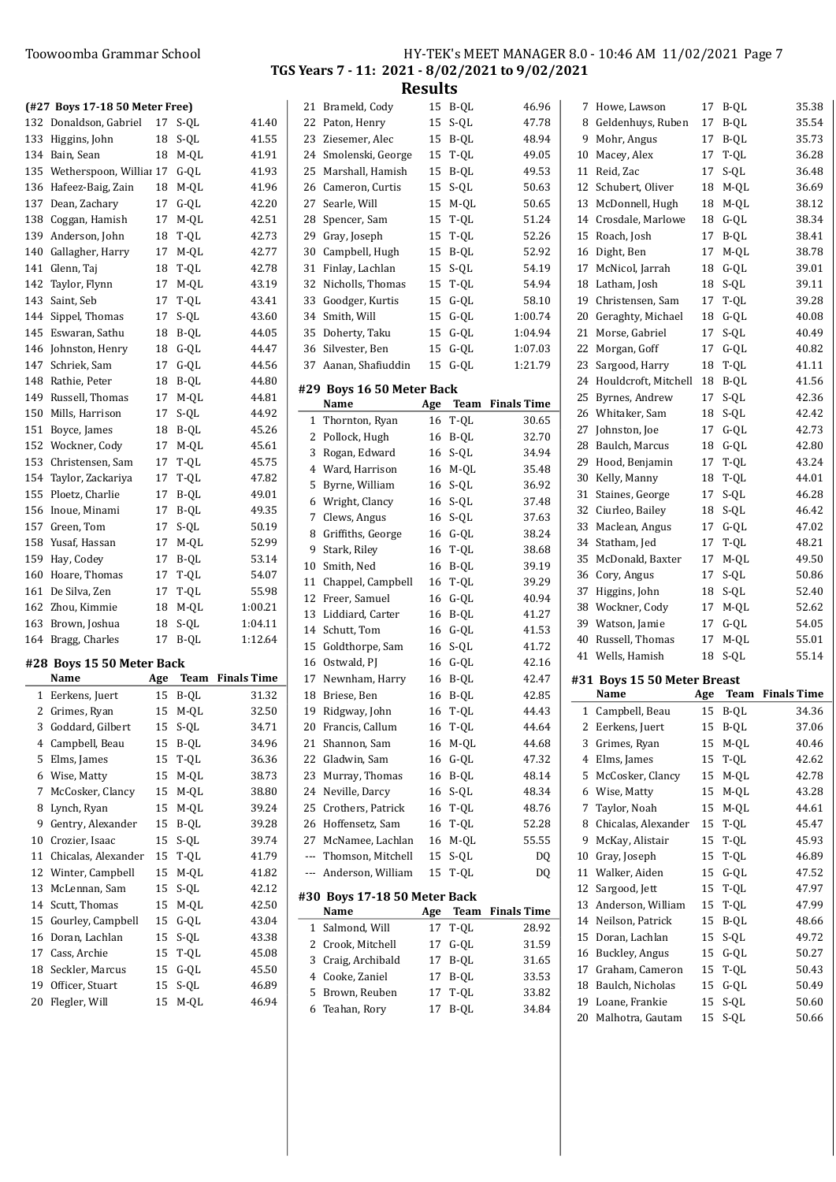**TGS Years 7 - 11: 2021 - 8/02/2021 to 9/02/2021**

## Results

### (#27 Boys 17-18 50 Meter Free)

| | Name | Age | Team | Finals Time |
|---|---|---|---|---|
| 132 | Donaldson, Gabriel | 17 | S-QL | 41.40 |
| 133 | Higgins, John | 18 | S-QL | 41.55 |
| 134 | Bain, Sean | 18 | M-QL | 41.91 |
| 135 | Wetherspoon, Williar | 17 | G-QL | 41.93 |
| 136 | Hafeez-Baig, Zain | 18 | M-QL | 41.96 |
| 137 | Dean, Zachary | 17 | G-QL | 42.20 |
| 138 | Coggan, Hamish | 17 | M-QL | 42.51 |
| 139 | Anderson, John | 18 | T-QL | 42.73 |
| 140 | Gallagher, Harry | 17 | M-QL | 42.77 |
| 141 | Glenn, Taj | 18 | T-QL | 42.78 |
| 142 | Taylor, Flynn | 17 | M-QL | 43.19 |
| 143 | Saint, Seb | 17 | T-QL | 43.41 |
| 144 | Sippel, Thomas | 17 | S-QL | 43.60 |
| 145 | Eswaran, Sathu | 18 | B-QL | 44.05 |
| 146 | Johnston, Henry | 18 | G-QL | 44.47 |
| 147 | Schriek, Sam | 17 | G-QL | 44.56 |
| 148 | Rathie, Peter | 18 | B-QL | 44.80 |
| 149 | Russell, Thomas | 17 | M-QL | 44.81 |
| 150 | Mills, Harrison | 17 | S-QL | 44.92 |
| 151 | Boyce, James | 18 | B-QL | 45.26 |
| 152 | Wockner, Cody | 17 | M-QL | 45.61 |
| 153 | Christensen, Sam | 17 | T-QL | 45.75 |
| 154 | Taylor, Zackariya | 17 | T-QL | 47.82 |
| 155 | Ploetz, Charlie | 17 | B-QL | 49.01 |
| 156 | Inoue, Minami | 17 | B-QL | 49.35 |
| 157 | Green, Tom | 17 | S-QL | 50.19 |
| 158 | Yusaf, Hassan | 17 | M-QL | 52.99 |
| 159 | Hay, Codey | 17 | B-QL | 53.14 |
| 160 | Hoare, Thomas | 17 | T-QL | 54.07 |
| 161 | De Silva, Zen | 17 | T-QL | 55.98 |
| 162 | Zhou, Kimmie | 18 | M-QL | 1:00.21 |
| 163 | Brown, Joshua | 18 | S-QL | 1:04.11 |
| 164 | Bragg, Charles | 17 | B-QL | 1:12.64 |

### #28 Boys 15 50 Meter Back

| | Name | Age | Team | Finals Time |
|---|---|---|---|---|
| 1 | Eerkens, Juert | 15 | B-QL | 31.32 |
| 2 | Grimes, Ryan | 15 | M-QL | 32.50 |
| 3 | Goddard, Gilbert | 15 | S-QL | 34.71 |
| 4 | Campbell, Beau | 15 | B-QL | 34.96 |
| 5 | Elms, James | 15 | T-QL | 36.36 |
| 6 | Wise, Matty | 15 | M-QL | 38.73 |
| 7 | McCosker, Clancy | 15 | M-QL | 38.80 |
| 8 | Lynch, Ryan | 15 | M-QL | 39.24 |
| 9 | Gentry, Alexander | 15 | B-QL | 39.28 |
| 10 | Crozier, Isaac | 15 | S-QL | 39.74 |
| 11 | Chicalas, Alexander | 15 | T-QL | 41.79 |
| 12 | Winter, Campbell | 15 | M-QL | 41.82 |
| 13 | McLennan, Sam | 15 | S-QL | 42.12 |
| 14 | Scutt, Thomas | 15 | M-QL | 42.50 |
| 15 | Gourley, Campbell | 15 | G-QL | 43.04 |
| 16 | Doran, Lachlan | 15 | S-QL | 43.38 |
| 17 | Cass, Archie | 15 | T-QL | 45.08 |
| 18 | Seckler, Marcus | 15 | G-QL | 45.50 |
| 19 | Officer, Stuart | 15 | S-QL | 46.89 |
| 20 | Flegler, Will | 15 | M-QL | 46.94 |
| 21 | Brameld, Cody | 15 | B-QL | 46.96 |
| 22 | Paton, Henry | 15 | S-QL | 47.78 |
| 23 | Ziesemer, Alec | 15 | B-QL | 48.94 |
| 24 | Smolenski, George | 15 | T-QL | 49.05 |
| 25 | Marshall, Hamish | 15 | B-QL | 49.53 |
| 26 | Cameron, Curtis | 15 | S-QL | 50.63 |
| 27 | Searle, Will | 15 | M-QL | 50.65 |
| 28 | Spencer, Sam | 15 | T-QL | 51.24 |
| 29 | Gray, Joseph | 15 | T-QL | 52.26 |
| 30 | Campbell, Hugh | 15 | B-QL | 52.92 |
| 31 | Finlay, Lachlan | 15 | S-QL | 54.19 |
| 32 | Nicholls, Thomas | 15 | T-QL | 54.94 |
| 33 | Goodger, Kurtis | 15 | G-QL | 58.10 |
| 34 | Smith, Will | 15 | G-QL | 1:00.74 |
| 35 | Doherty, Taku | 15 | G-QL | 1:04.94 |
| 36 | Silvester, Ben | 15 | G-QL | 1:07.03 |
| 37 | Aanan, Shafiuddin | 15 | G-QL | 1:21.79 |

### #29 Boys 16 50 Meter Back

| | Name | Age | Team | Finals Time |
|---|---|---|---|---|
| 1 | Thornton, Ryan | 16 | T-QL | 30.65 |
| 2 | Pollock, Hugh | 16 | B-QL | 32.70 |
| 3 | Rogan, Edward | 16 | S-QL | 34.94 |
| 4 | Ward, Harrison | 16 | M-QL | 35.48 |
| 5 | Byrne, William | 16 | S-QL | 36.92 |
| 6 | Wright, Clancy | 16 | S-QL | 37.48 |
| 7 | Clews, Angus | 16 | S-QL | 37.63 |
| 8 | Griffiths, George | 16 | G-QL | 38.24 |
| 9 | Stark, Riley | 16 | T-QL | 38.68 |
| 10 | Smith, Ned | 16 | B-QL | 39.19 |
| 11 | Chappel, Campbell | 16 | T-QL | 39.29 |
| 12 | Freer, Samuel | 16 | G-QL | 40.94 |
| 13 | Liddiard, Carter | 16 | B-QL | 41.27 |
| 14 | Schutt, Tom | 16 | G-QL | 41.53 |
| 15 | Goldthorpe, Sam | 16 | S-QL | 41.72 |
| 16 | Ostwald, PJ | 16 | G-QL | 42.16 |
| 17 | Newnham, Harry | 16 | B-QL | 42.47 |
| 18 | Briese, Ben | 16 | B-QL | 42.85 |
| 19 | Ridgway, John | 16 | T-QL | 44.43 |
| 20 | Francis, Callum | 16 | T-QL | 44.64 |
| 21 | Shannon, Sam | 16 | M-QL | 44.68 |
| 22 | Gladwin, Sam | 16 | G-QL | 47.32 |
| 23 | Murray, Thomas | 16 | B-QL | 48.14 |
| 24 | Neville, Darcy | 16 | S-QL | 48.34 |
| 25 | Crothers, Patrick | 16 | T-QL | 48.76 |
| 26 | Hoffensetz, Sam | 16 | T-QL | 52.28 |
| 27 | McNamee, Lachlan | 16 | M-QL | 55.55 |
| --- | Thomson, Mitchell | 15 | S-QL | DQ |
| --- | Anderson, William | 15 | T-QL | DQ |

### #30 Boys 17-18 50 Meter Back

| | Name | Age | Team | Finals Time |
|---|---|---|---|---|
| 1 | Salmond, Will | 17 | T-QL | 28.92 |
| 2 | Crook, Mitchell | 17 | G-QL | 31.59 |
| 3 | Craig, Archibald | 17 | B-QL | 31.65 |
| 4 | Cooke, Zaniel | 17 | B-QL | 33.53 |
| 5 | Brown, Reuben | 17 | T-QL | 33.82 |
| 6 | Teahan, Rory | 17 | B-QL | 34.84 |
| 7 | Howe, Lawson | 17 | B-QL | 35.38 |
| 8 | Geldenhuys, Ruben | 17 | B-QL | 35.54 |
| 9 | Mohr, Angus | 17 | B-QL | 35.73 |
| 10 | Macey, Alex | 17 | T-QL | 36.28 |
| 11 | Reid, Zac | 17 | S-QL | 36.48 |
| 12 | Schubert, Oliver | 18 | M-QL | 36.69 |
| 13 | McDonnell, Hugh | 18 | M-QL | 38.12 |
| 14 | Crosdale, Marlowe | 18 | G-QL | 38.34 |
| 15 | Roach, Josh | 17 | B-QL | 38.41 |
| 16 | Dight, Ben | 17 | M-QL | 38.78 |
| 17 | McNicol, Jarrah | 18 | G-QL | 39.01 |
| 18 | Latham, Josh | 18 | S-QL | 39.11 |
| 19 | Christensen, Sam | 17 | T-QL | 39.28 |
| 20 | Geraghty, Michael | 18 | G-QL | 40.08 |
| 21 | Morse, Gabriel | 17 | S-QL | 40.49 |
| 22 | Morgan, Goff | 17 | G-QL | 40.82 |
| 23 | Sargood, Harry | 18 | T-QL | 41.11 |
| 24 | Houldcroft, Mitchell | 18 | B-QL | 41.56 |
| 25 | Byrnes, Andrew | 17 | S-QL | 42.36 |
| 26 | Whitaker, Sam | 18 | S-QL | 42.42 |
| 27 | Johnston, Joe | 17 | G-QL | 42.73 |
| 28 | Baulch, Marcus | 18 | G-QL | 42.80 |
| 29 | Hood, Benjamin | 17 | T-QL | 43.24 |
| 30 | Kelly, Manny | 18 | T-QL | 44.01 |
| 31 | Staines, George | 17 | S-QL | 46.28 |
| 32 | Ciurleo, Bailey | 18 | S-QL | 46.42 |
| 33 | Maclean, Angus | 17 | G-QL | 47.02 |
| 34 | Statham, Jed | 17 | T-QL | 48.21 |
| 35 | McDonald, Baxter | 17 | M-QL | 49.50 |
| 36 | Cory, Angus | 17 | S-QL | 50.86 |
| 37 | Higgins, John | 18 | S-QL | 52.40 |
| 38 | Wockner, Cody | 17 | M-QL | 52.62 |
| 39 | Watson, Jamie | 17 | G-QL | 54.05 |
| 40 | Russell, Thomas | 17 | M-QL | 55.01 |
| 41 | Wells, Hamish | 18 | S-QL | 55.14 |

### #31 Boys 15 50 Meter Breast

| | Name | Age | Team | Finals Time |
|---|---|---|---|---|
| 1 | Campbell, Beau | 15 | B-QL | 34.36 |
| 2 | Eerkens, Juert | 15 | B-QL | 37.06 |
| 3 | Grimes, Ryan | 15 | M-QL | 40.46 |
| 4 | Elms, James | 15 | T-QL | 42.62 |
| 5 | McCosker, Clancy | 15 | M-QL | 42.78 |
| 6 | Wise, Matty | 15 | M-QL | 43.28 |
| 7 | Taylor, Noah | 15 | M-QL | 44.61 |
| 8 | Chicalas, Alexander | 15 | T-QL | 45.47 |
| 9 | McKay, Alistair | 15 | T-QL | 45.93 |
| 10 | Gray, Joseph | 15 | T-QL | 46.89 |
| 11 | Walker, Aiden | 15 | G-QL | 47.52 |
| 12 | Sargood, Jett | 15 | T-QL | 47.97 |
| 13 | Anderson, William | 15 | T-QL | 47.99 |
| 14 | Neilson, Patrick | 15 | B-QL | 48.66 |
| 15 | Doran, Lachlan | 15 | S-QL | 49.72 |
| 16 | Buckley, Angus | 15 | G-QL | 50.27 |
| 17 | Graham, Cameron | 15 | T-QL | 50.43 |
| 18 | Baulch, Nicholas | 15 | G-QL | 50.49 |
| 19 | Loane, Frankie | 15 | S-QL | 50.60 |
| 20 | Malhotra, Gautam | 15 | S-QL | 50.66 |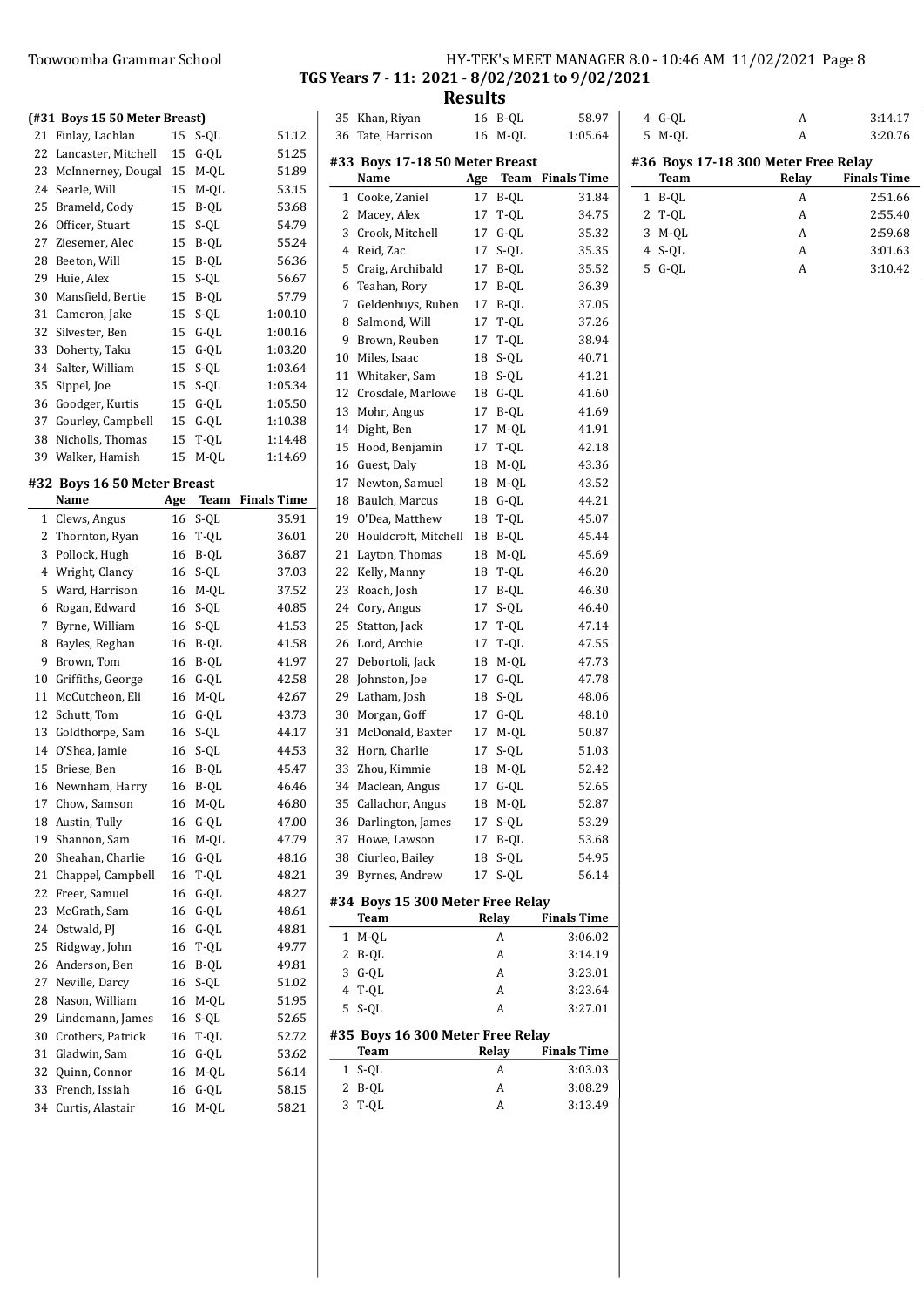**TGS Years 7 - 11: 2021 - 8/02/2021 to 9/02/2021**

## Results

### (#31 Boys 15 50 Meter Breast)

| | Name | Age | Team | Finals Time |
|---|---|---|---|---|
| 21 | Finlay, Lachlan | 15 | S-QL | 51.12 |
| 22 | Lancaster, Mitchell | 15 | G-QL | 51.25 |
| 23 | McInnerney, Dougal | 15 | M-QL | 51.89 |
| 24 | Searle, Will | 15 | M-QL | 53.15 |
| 25 | Brameld, Cody | 15 | B-QL | 53.68 |
| 26 | Officer, Stuart | 15 | S-QL | 54.79 |
| 27 | Ziesemer, Alec | 15 | B-QL | 55.24 |
| 28 | Beeton, Will | 15 | B-QL | 56.36 |
| 29 | Huie, Alex | 15 | S-QL | 56.67 |
| 30 | Mansfield, Bertie | 15 | B-QL | 57.79 |
| 31 | Cameron, Jake | 15 | S-QL | 1:00.10 |
| 32 | Silvester, Ben | 15 | G-QL | 1:00.16 |
| 33 | Doherty, Taku | 15 | G-QL | 1:03.20 |
| 34 | Salter, William | 15 | S-QL | 1:03.64 |
| 35 | Sippel, Joe | 15 | S-QL | 1:05.34 |
| 36 | Goodger, Kurtis | 15 | G-QL | 1:05.50 |
| 37 | Gourley, Campbell | 15 | G-QL | 1:10.38 |
| 38 | Nicholls, Thomas | 15 | T-QL | 1:14.48 |
| 39 | Walker, Hamish | 15 | M-QL | 1:14.69 |

### #32 Boys 16 50 Meter Breast

| | Name | Age | Team | Finals Time |
|---|---|---|---|---|
| 1 | Clews, Angus | 16 | S-QL | 35.91 |
| 2 | Thornton, Ryan | 16 | T-QL | 36.01 |
| 3 | Pollock, Hugh | 16 | B-QL | 36.87 |
| 4 | Wright, Clancy | 16 | S-QL | 37.03 |
| 5 | Ward, Harrison | 16 | M-QL | 37.52 |
| 6 | Rogan, Edward | 16 | S-QL | 40.85 |
| 7 | Byrne, William | 16 | S-QL | 41.53 |
| 8 | Bayles, Reghan | 16 | B-QL | 41.58 |
| 9 | Brown, Tom | 16 | B-QL | 41.97 |
| 10 | Griffiths, George | 16 | G-QL | 42.58 |
| 11 | McCutcheon, Eli | 16 | M-QL | 42.67 |
| 12 | Schutt, Tom | 16 | G-QL | 43.73 |
| 13 | Goldthorpe, Sam | 16 | S-QL | 44.17 |
| 14 | O'Shea, Jamie | 16 | S-QL | 44.53 |
| 15 | Briese, Ben | 16 | B-QL | 45.47 |
| 16 | Newnham, Harry | 16 | B-QL | 46.46 |
| 17 | Chow, Samson | 16 | M-QL | 46.80 |
| 18 | Austin, Tully | 16 | G-QL | 47.00 |
| 19 | Shannon, Sam | 16 | M-QL | 47.79 |
| 20 | Sheahan, Charlie | 16 | G-QL | 48.16 |
| 21 | Chappel, Campbell | 16 | T-QL | 48.21 |
| 22 | Freer, Samuel | 16 | G-QL | 48.27 |
| 23 | McGrath, Sam | 16 | G-QL | 48.61 |
| 24 | Ostwald, PJ | 16 | G-QL | 48.81 |
| 25 | Ridgway, John | 16 | T-QL | 49.77 |
| 26 | Anderson, Ben | 16 | B-QL | 49.81 |
| 27 | Neville, Darcy | 16 | S-QL | 51.02 |
| 28 | Nason, William | 16 | M-QL | 51.95 |
| 29 | Lindemann, James | 16 | S-QL | 52.65 |
| 30 | Crothers, Patrick | 16 | T-QL | 52.72 |
| 31 | Gladwin, Sam | 16 | G-QL | 53.62 |
| 32 | Quinn, Connor | 16 | M-QL | 56.14 |
| 33 | French, Issiah | 16 | G-QL | 58.15 |
| 34 | Curtis, Alastair | 16 | M-QL | 58.21 |
| 35 | Khan, Riyan | 16 | B-QL | 58.97 |
| 36 | Tate, Harrison | 16 | M-QL | 1:05.64 |

### #33 Boys 17-18 50 Meter Breast

| | Name | Age | Team | Finals Time |
|---|---|---|---|---|
| 1 | Cooke, Zaniel | 17 | B-QL | 31.84 |
| 2 | Macey, Alex | 17 | T-QL | 34.75 |
| 3 | Crook, Mitchell | 17 | G-QL | 35.32 |
| 4 | Reid, Zac | 17 | S-QL | 35.35 |
| 5 | Craig, Archibald | 17 | B-QL | 35.52 |
| 6 | Teahan, Rory | 17 | B-QL | 36.39 |
| 7 | Geldenhuys, Ruben | 17 | B-QL | 37.05 |
| 8 | Salmond, Will | 17 | T-QL | 37.26 |
| 9 | Brown, Reuben | 17 | T-QL | 38.94 |
| 10 | Miles, Isaac | 18 | S-QL | 40.71 |
| 11 | Whitaker, Sam | 18 | S-QL | 41.21 |
| 12 | Crosdale, Marlowe | 18 | G-QL | 41.60 |
| 13 | Mohr, Angus | 17 | B-QL | 41.69 |
| 14 | Dight, Ben | 17 | M-QL | 41.91 |
| 15 | Hood, Benjamin | 17 | T-QL | 42.18 |
| 16 | Guest, Daly | 18 | M-QL | 43.36 |
| 17 | Newton, Samuel | 18 | M-QL | 43.52 |
| 18 | Baulch, Marcus | 18 | G-QL | 44.21 |
| 19 | O'Dea, Matthew | 18 | T-QL | 45.07 |
| 20 | Houldcroft, Mitchell | 18 | B-QL | 45.44 |
| 21 | Layton, Thomas | 18 | M-QL | 45.69 |
| 22 | Kelly, Manny | 18 | T-QL | 46.20 |
| 23 | Roach, Josh | 17 | B-QL | 46.30 |
| 24 | Cory, Angus | 17 | S-QL | 46.40 |
| 25 | Statton, Jack | 17 | T-QL | 47.14 |
| 26 | Lord, Archie | 17 | T-QL | 47.55 |
| 27 | Debortoli, Jack | 18 | M-QL | 47.73 |
| 28 | Johnston, Joe | 17 | G-QL | 47.78 |
| 29 | Latham, Josh | 18 | S-QL | 48.06 |
| 30 | Morgan, Goff | 17 | G-QL | 48.10 |
| 31 | McDonald, Baxter | 17 | M-QL | 50.87 |
| 32 | Horn, Charlie | 17 | S-QL | 51.03 |
| 33 | Zhou, Kimmie | 18 | M-QL | 52.42 |
| 34 | Maclean, Angus | 17 | G-QL | 52.65 |
| 35 | Callachor, Angus | 18 | M-QL | 52.87 |
| 36 | Darlington, James | 17 | S-QL | 53.29 |
| 37 | Howe, Lawson | 17 | B-QL | 53.68 |
| 38 | Ciurleo, Bailey | 18 | S-QL | 54.95 |
| 39 | Byrnes, Andrew | 17 | S-QL | 56.14 |

### #34 Boys 15 300 Meter Free Relay

| | Team | Relay | Finals Time |
|---|---|---|---|
| 1 | M-QL | A | 3:06.02 |
| 2 | B-QL | A | 3:14.19 |
| 3 | G-QL | A | 3:23.01 |
| 4 | T-QL | A | 3:23.64 |
| 5 | S-QL | A | 3:27.01 |

### #35 Boys 16 300 Meter Free Relay

| | Team | Relay | Finals Time |
|---|---|---|---|
| 1 | S-QL | A | 3:03.03 |
| 2 | B-QL | A | 3:08.29 |
| 3 | T-QL | A | 3:13.49 |
| 4 | G-QL | A | 3:14.17 |
| 5 | M-QL | A | 3:20.76 |

### #36 Boys 17-18 300 Meter Free Relay

| | Team | Relay | Finals Time |
|---|---|---|---|
| 1 | B-QL | A | 2:51.66 |
| 2 | T-QL | A | 2:55.40 |
| 3 | M-QL | A | 2:59.68 |
| 4 | S-QL | A | 3:01.63 |
| 5 | G-QL | A | 3:10.42 |